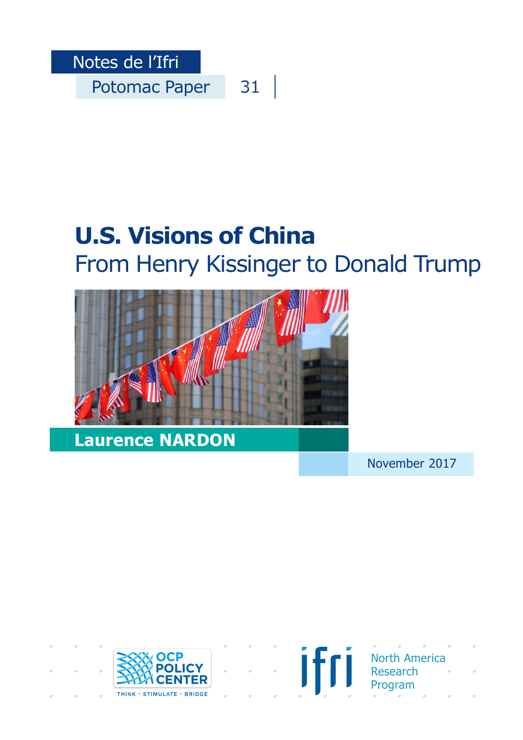Notes de l'Ifri

Potomac Paper 31

# U.S. Visions of China

## From Henry Kissinger to Donald Trump

**Laurence NARDON**

November 2017

OCP POLICY CENTER
THINK • STIMULATE • BRIDGE

ifri North America Research Program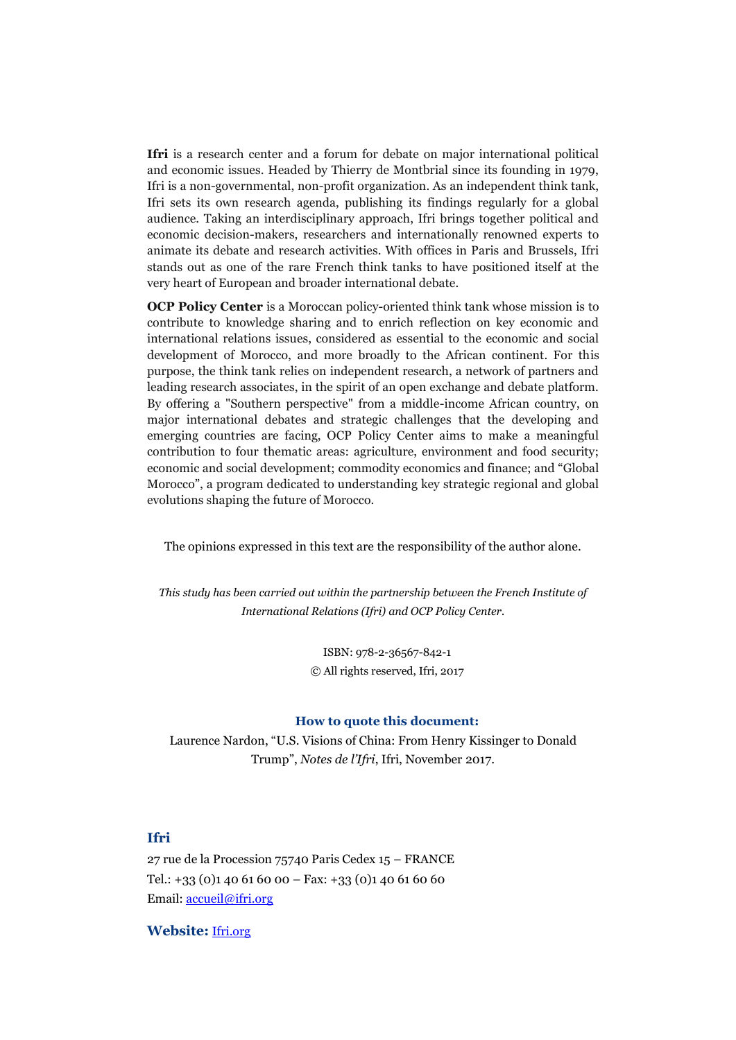**Ifri** is a research center and a forum for debate on major international political and economic issues. Headed by Thierry de Montbrial since its founding in 1979, Ifri is a non-governmental, non-profit organization. As an independent think tank, Ifri sets its own research agenda, publishing its findings regularly for a global audience. Taking an interdisciplinary approach, Ifri brings together political and economic decision-makers, researchers and internationally renowned experts to animate its debate and research activities. With offices in Paris and Brussels, Ifri stands out as one of the rare French think tanks to have positioned itself at the very heart of European and broader international debate.

**OCP Policy Center** is a Moroccan policy-oriented think tank whose mission is to contribute to knowledge sharing and to enrich reflection on key economic and international relations issues, considered as essential to the economic and social development of Morocco, and more broadly to the African continent. For this purpose, the think tank relies on independent research, a network of partners and leading research associates, in the spirit of an open exchange and debate platform. By offering a "Southern perspective" from a middle-income African country, on major international debates and strategic challenges that the developing and emerging countries are facing, OCP Policy Center aims to make a meaningful contribution to four thematic areas: agriculture, environment and food security; economic and social development; commodity economics and finance; and “Global Morocco”, a program dedicated to understanding key strategic regional and global evolutions shaping the future of Morocco.

The opinions expressed in this text are the responsibility of the author alone.

*This study has been carried out within the partnership between the French Institute of International Relations (Ifri) and OCP Policy Center.*

ISBN: 978-2-36567-842-1
© All rights reserved, Ifri, 2017

**How to quote this document:**

Laurence Nardon, “U.S. Visions of China: From Henry Kissinger to Donald Trump”, *Notes de l'Ifri*, Ifri, November 2017.

**Ifri**

27 rue de la Procession 75740 Paris Cedex 15 – FRANCE
Tel.: +33 (0)1 40 61 60 00 – Fax: +33 (0)1 40 61 60 60
Email: accueil@ifri.org

**Website:** Ifri.org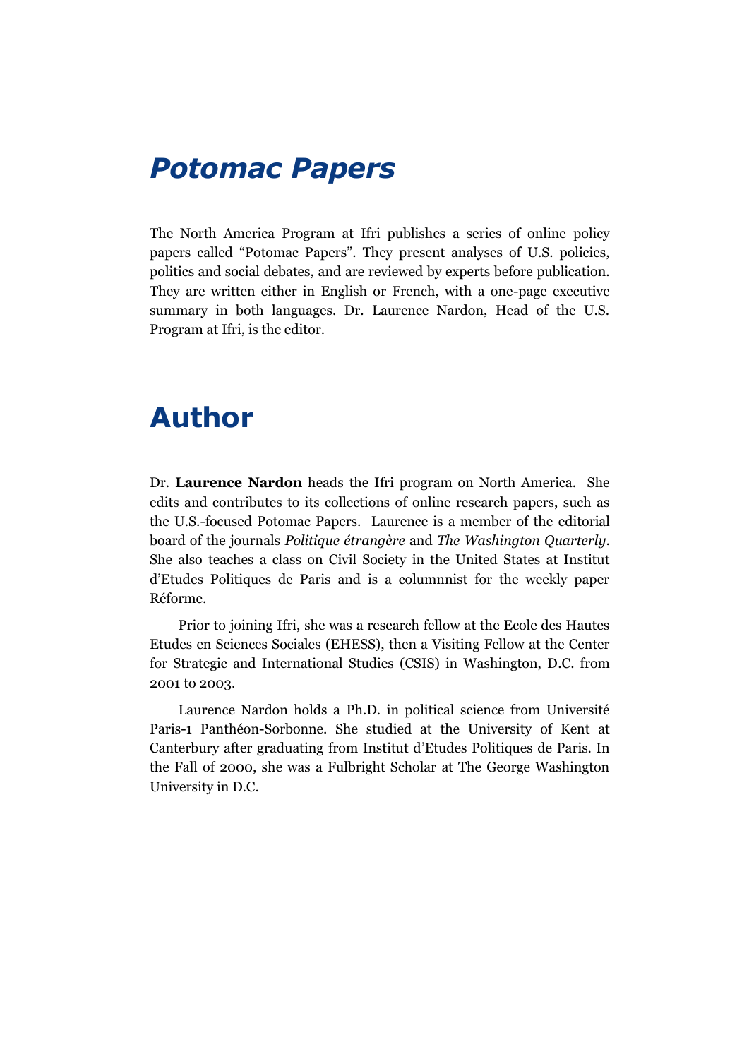# *Potomac Papers*

The North America Program at Ifri publishes a series of online policy papers called "Potomac Papers". They present analyses of U.S. policies, politics and social debates, and are reviewed by experts before publication. They are written either in English or French, with a one-page executive summary in both languages. Dr. Laurence Nardon, Head of the U.S. Program at Ifri, is the editor.

# Author

Dr. **Laurence Nardon** heads the Ifri program on North America. She edits and contributes to its collections of online research papers, such as the U.S.-focused Potomac Papers. Laurence is a member of the editorial board of the journals *Politique étrangère* and *The Washington Quarterly*. She also teaches a class on Civil Society in the United States at Institut d'Etudes Politiques de Paris and is a columnnist for the weekly paper Réforme.

Prior to joining Ifri, she was a research fellow at the Ecole des Hautes Etudes en Sciences Sociales (EHESS), then a Visiting Fellow at the Center for Strategic and International Studies (CSIS) in Washington, D.C. from 2001 to 2003.

Laurence Nardon holds a Ph.D. in political science from Université Paris-1 Panthéon-Sorbonne. She studied at the University of Kent at Canterbury after graduating from Institut d'Etudes Politiques de Paris. In the Fall of 2000, she was a Fulbright Scholar at The George Washington University in D.C.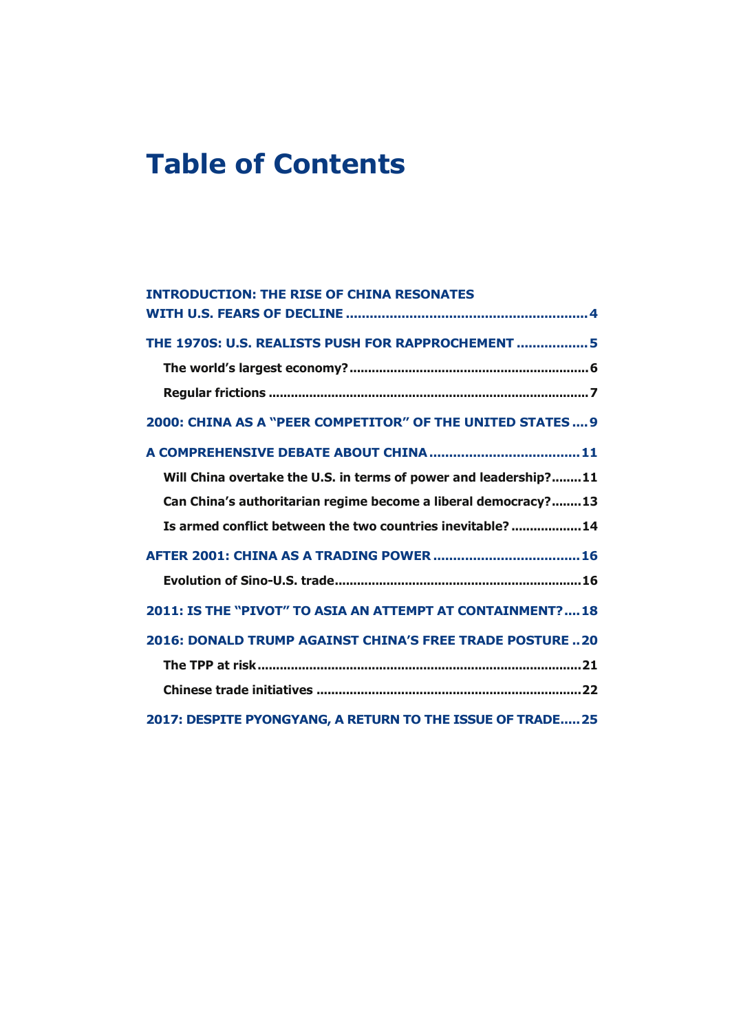# Table of Contents

**INTRODUCTION: THE RISE OF CHINA RESONATES WITH U.S. FEARS OF DECLINE ............................................................ 4**

**THE 1970S: U.S. REALISTS PUSH FOR RAPPROCHEMENT .................. 5**

- **The world's largest economy? ............................................................... 6**
- **Regular frictions ..................................................................................... 7**

**2000: CHINA AS A "PEER COMPETITOR" OF THE UNITED STATES .... 9**

**A COMPREHENSIVE DEBATE ABOUT CHINA ...................................... 11**

- **Will China overtake the U.S. in terms of power and leadership? ........ 11**
- **Can China's authoritarian regime become a liberal democracy? ........ 13**
- **Is armed conflict between the two countries inevitable? .................. 14**

**AFTER 2001: CHINA AS A TRADING POWER ..................................... 16**

- **Evolution of Sino-U.S. trade .................................................................. 16**

**2011: IS THE "PIVOT" TO ASIA AN ATTEMPT AT CONTAINMENT? .... 18**

**2016: DONALD TRUMP AGAINST CHINA'S FREE TRADE POSTURE .. 20**

- **The TPP at risk ...................................................................................... 21**
- **Chinese trade initiatives ....................................................................... 22**

**2017: DESPITE PYONGYANG, A RETURN TO THE ISSUE OF TRADE ..... 25**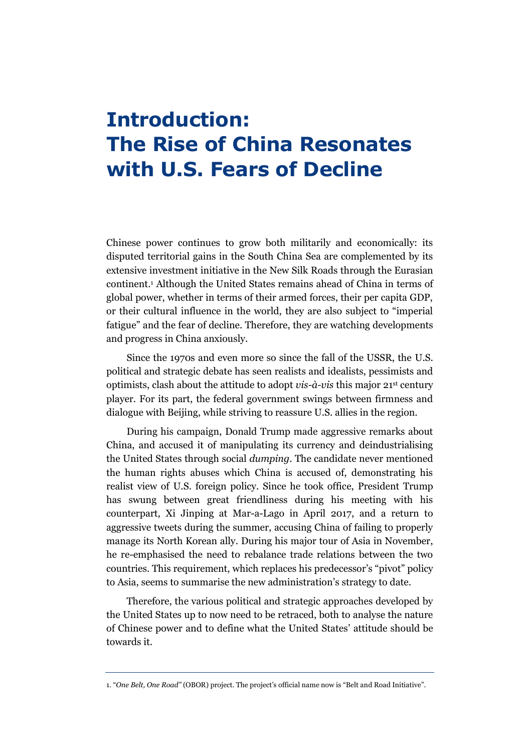# Introduction: The Rise of China Resonates with U.S. Fears of Decline

Chinese power continues to grow both militarily and economically: its disputed territorial gains in the South China Sea are complemented by its extensive investment initiative in the New Silk Roads through the Eurasian continent.[1] Although the United States remains ahead of China in terms of global power, whether in terms of their armed forces, their per capita GDP, or their cultural influence in the world, they are also subject to "imperial fatigue" and the fear of decline. Therefore, they are watching developments and progress in China anxiously.

Since the 1970s and even more so since the fall of the USSR, the U.S. political and strategic debate has seen realists and idealists, pessimists and optimists, clash about the attitude to adopt *vis-à-vis* this major 21st century player. For its part, the federal government swings between firmness and dialogue with Beijing, while striving to reassure U.S. allies in the region.

During his campaign, Donald Trump made aggressive remarks about China, and accused it of manipulating its currency and deindustrialising the United States through social *dumping*. The candidate never mentioned the human rights abuses which China is accused of, demonstrating his realist view of U.S. foreign policy. Since he took office, President Trump has swung between great friendliness during his meeting with his counterpart, Xi Jinping at Mar-a-Lago in April 2017, and a return to aggressive tweets during the summer, accusing China of failing to properly manage its North Korean ally. During his major tour of Asia in November, he re-emphasised the need to rebalance trade relations between the two countries. This requirement, which replaces his predecessor's "pivot" policy to Asia, seems to summarise the new administration's strategy to date.

Therefore, the various political and strategic approaches developed by the United States up to now need to be retraced, both to analyse the nature of Chinese power and to define what the United States' attitude should be towards it.

---

1. "*One Belt, One Road*" (OBOR) project. The project's official name now is "Belt and Road Initiative".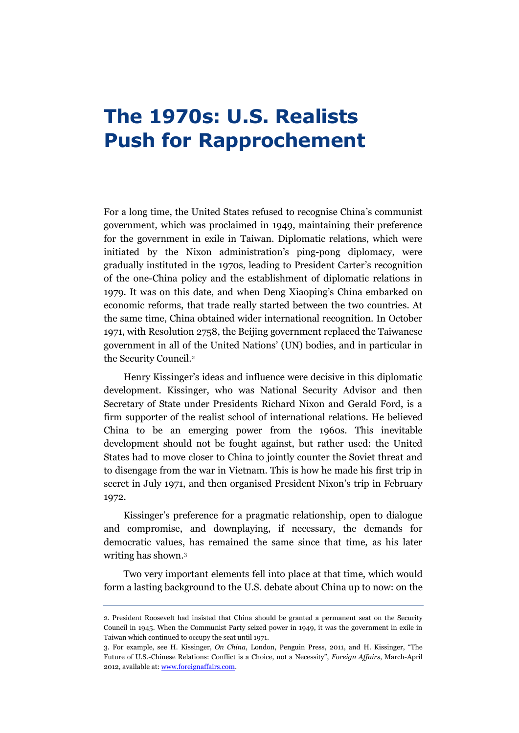# The 1970s: U.S. Realists Push for Rapprochement

For a long time, the United States refused to recognise China's communist government, which was proclaimed in 1949, maintaining their preference for the government in exile in Taiwan. Diplomatic relations, which were initiated by the Nixon administration's ping-pong diplomacy, were gradually instituted in the 1970s, leading to President Carter's recognition of the one-China policy and the establishment of diplomatic relations in 1979. It was on this date, and when Deng Xiaoping's China embarked on economic reforms, that trade really started between the two countries. At the same time, China obtained wider international recognition. In October 1971, with Resolution 2758, the Beijing government replaced the Taiwanese government in all of the United Nations' (UN) bodies, and in particular in the Security Council.[2]

Henry Kissinger's ideas and influence were decisive in this diplomatic development. Kissinger, who was National Security Advisor and then Secretary of State under Presidents Richard Nixon and Gerald Ford, is a firm supporter of the realist school of international relations. He believed China to be an emerging power from the 1960s. This inevitable development should not be fought against, but rather used: the United States had to move closer to China to jointly counter the Soviet threat and to disengage from the war in Vietnam. This is how he made his first trip in secret in July 1971, and then organised President Nixon's trip in February 1972.

Kissinger's preference for a pragmatic relationship, open to dialogue and compromise, and downplaying, if necessary, the demands for democratic values, has remained the same since that time, as his later writing has shown.[3]

Two very important elements fell into place at that time, which would form a lasting background to the U.S. debate about China up to now: on the

---

2. President Roosevelt had insisted that China should be granted a permanent seat on the Security Council in 1945. When the Communist Party seized power in 1949, it was the government in exile in Taiwan which continued to occupy the seat until 1971.

3. For example, see H. Kissinger, *On China*, London, Penguin Press, 2011, and H. Kissinger, "The Future of U.S.-Chinese Relations: Conflict is a Choice, not a Necessity", *Foreign Affairs*, March-April 2012, available at: www.foreignaffairs.com.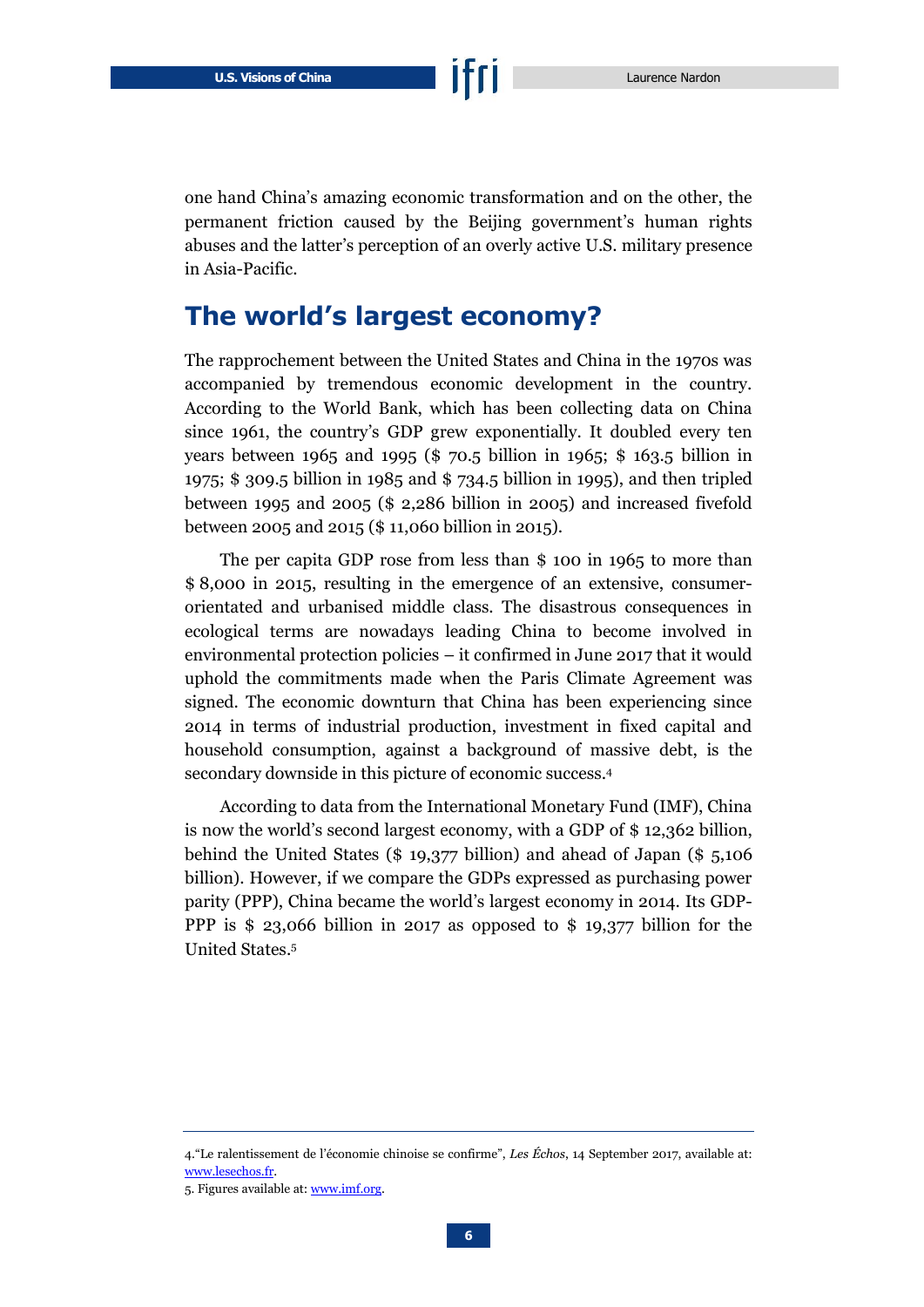one hand China's amazing economic transformation and on the other, the permanent friction caused by the Beijing government's human rights abuses and the latter's perception of an overly active U.S. military presence in Asia-Pacific.

## The world's largest economy?

The rapprochement between the United States and China in the 1970s was accompanied by tremendous economic development in the country. According to the World Bank, which has been collecting data on China since 1961, the country's GDP grew exponentially. It doubled every ten years between 1965 and 1995 ($ 70.5 billion in 1965; $ 163.5 billion in 1975; $ 309.5 billion in 1985 and $ 734.5 billion in 1995), and then tripled between 1995 and 2005 ($ 2,286 billion in 2005) and increased fivefold between 2005 and 2015 ($ 11,060 billion in 2015).

The per capita GDP rose from less than $ 100 in 1965 to more than $ 8,000 in 2015, resulting in the emergence of an extensive, consumer-orientated and urbanised middle class. The disastrous consequences in ecological terms are nowadays leading China to become involved in environmental protection policies – it confirmed in June 2017 that it would uphold the commitments made when the Paris Climate Agreement was signed. The economic downturn that China has been experiencing since 2014 in terms of industrial production, investment in fixed capital and household consumption, against a background of massive debt, is the secondary downside in this picture of economic success.[4]

According to data from the International Monetary Fund (IMF), China is now the world's second largest economy, with a GDP of $ 12,362 billion, behind the United States ($ 19,377 billion) and ahead of Japan ($ 5,106 billion). However, if we compare the GDPs expressed as purchasing power parity (PPP), China became the world's largest economy in 2014. Its GDP-PPP is $ 23,066 billion in 2017 as opposed to $ 19,377 billion for the United States.[5]

---

4. "Le ralentissement de l'économie chinoise se confirme", *Les Échos*, 14 September 2017, available at: www.lesechos.fr.

5. Figures available at: www.imf.org.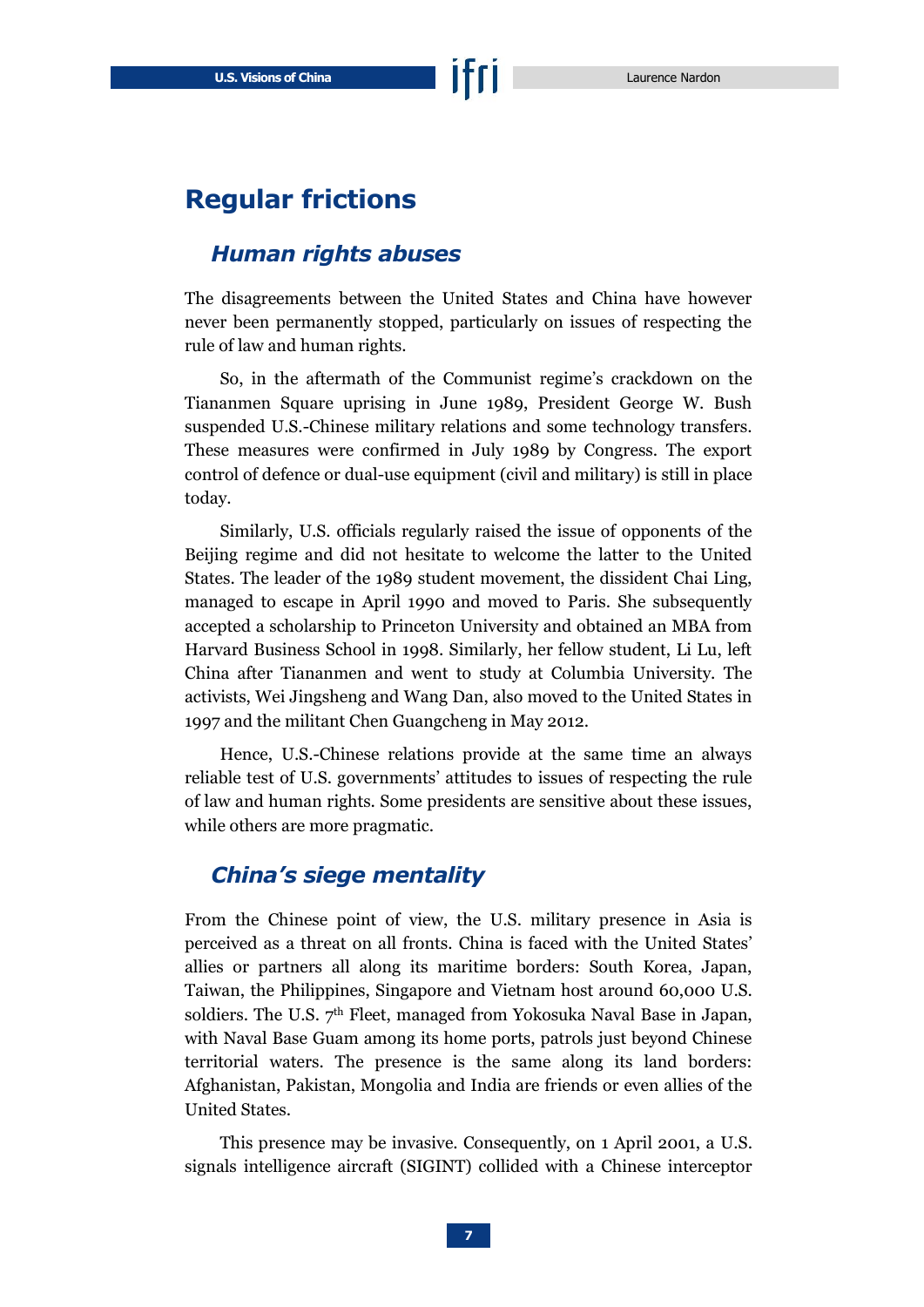## Regular frictions

### *Human rights abuses*

The disagreements between the United States and China have however never been permanently stopped, particularly on issues of respecting the rule of law and human rights.

So, in the aftermath of the Communist regime's crackdown on the Tiananmen Square uprising in June 1989, President George W. Bush suspended U.S.-Chinese military relations and some technology transfers. These measures were confirmed in July 1989 by Congress. The export control of defence or dual-use equipment (civil and military) is still in place today.

Similarly, U.S. officials regularly raised the issue of opponents of the Beijing regime and did not hesitate to welcome the latter to the United States. The leader of the 1989 student movement, the dissident Chai Ling, managed to escape in April 1990 and moved to Paris. She subsequently accepted a scholarship to Princeton University and obtained an MBA from Harvard Business School in 1998. Similarly, her fellow student, Li Lu, left China after Tiananmen and went to study at Columbia University. The activists, Wei Jingsheng and Wang Dan, also moved to the United States in 1997 and the militant Chen Guangcheng in May 2012.

Hence, U.S.-Chinese relations provide at the same time an always reliable test of U.S. governments' attitudes to issues of respecting the rule of law and human rights. Some presidents are sensitive about these issues, while others are more pragmatic.

### *China's siege mentality*

From the Chinese point of view, the U.S. military presence in Asia is perceived as a threat on all fronts. China is faced with the United States' allies or partners all along its maritime borders: South Korea, Japan, Taiwan, the Philippines, Singapore and Vietnam host around 60,000 U.S. soldiers. The U.S. 7th Fleet, managed from Yokosuka Naval Base in Japan, with Naval Base Guam among its home ports, patrols just beyond Chinese territorial waters. The presence is the same along its land borders: Afghanistan, Pakistan, Mongolia and India are friends or even allies of the United States.

This presence may be invasive. Consequently, on 1 April 2001, a U.S. signals intelligence aircraft (SIGINT) collided with a Chinese interceptor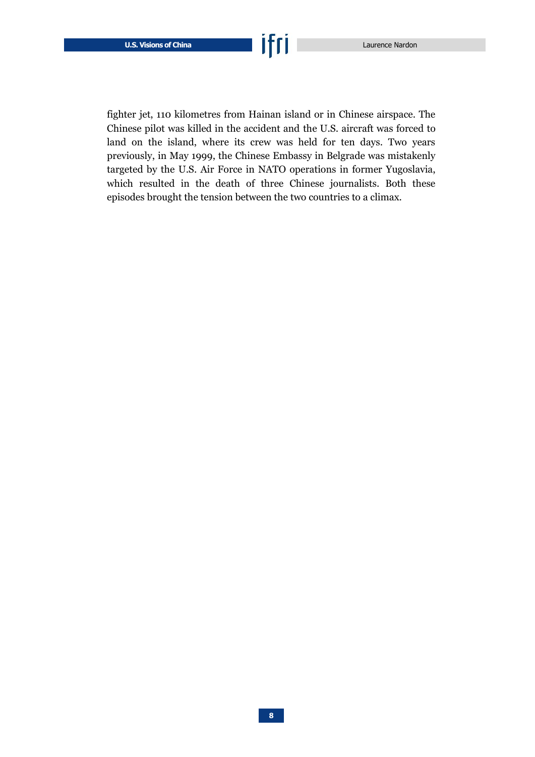fighter jet, 110 kilometres from Hainan island or in Chinese airspace. The Chinese pilot was killed in the accident and the U.S. aircraft was forced to land on the island, where its crew was held for ten days. Two years previously, in May 1999, the Chinese Embassy in Belgrade was mistakenly targeted by the U.S. Air Force in NATO operations in former Yugoslavia, which resulted in the death of three Chinese journalists. Both these episodes brought the tension between the two countries to a climax.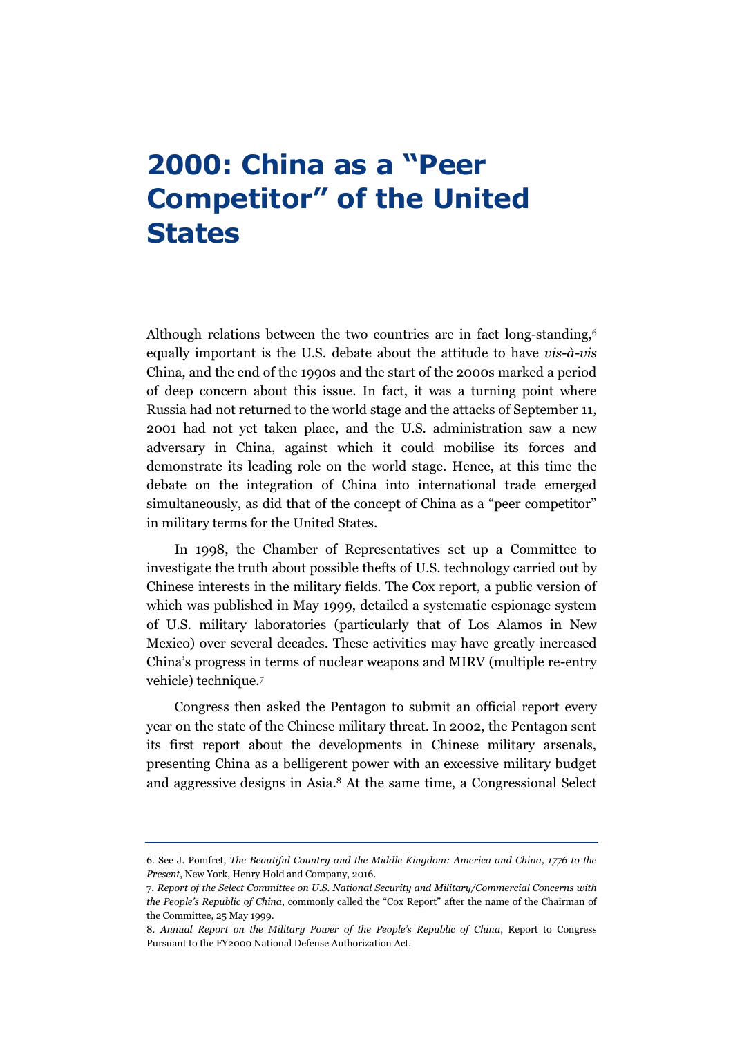# 2000: China as a "Peer Competitor" of the United States

Although relations between the two countries are in fact long-standing,[6] equally important is the U.S. debate about the attitude to have *vis-à-vis* China, and the end of the 1990s and the start of the 2000s marked a period of deep concern about this issue. In fact, it was a turning point where Russia had not returned to the world stage and the attacks of September 11, 2001 had not yet taken place, and the U.S. administration saw a new adversary in China, against which it could mobilise its forces and demonstrate its leading role on the world stage. Hence, at this time the debate on the integration of China into international trade emerged simultaneously, as did that of the concept of China as a "peer competitor" in military terms for the United States.

In 1998, the Chamber of Representatives set up a Committee to investigate the truth about possible thefts of U.S. technology carried out by Chinese interests in the military fields. The Cox report, a public version of which was published in May 1999, detailed a systematic espionage system of U.S. military laboratories (particularly that of Los Alamos in New Mexico) over several decades. These activities may have greatly increased China's progress in terms of nuclear weapons and MIRV (multiple re-entry vehicle) technique.[7]

Congress then asked the Pentagon to submit an official report every year on the state of the Chinese military threat. In 2002, the Pentagon sent its first report about the developments in Chinese military arsenals, presenting China as a belligerent power with an excessive military budget and aggressive designs in Asia.[8] At the same time, a Congressional Select

---

6. See J. Pomfret, *The Beautiful Country and the Middle Kingdom: America and China, 1776 to the Present*, New York, Henry Hold and Company, 2016.

7. *Report of the Select Committee on U.S. National Security and Military/Commercial Concerns with the People's Republic of China*, commonly called the "Cox Report" after the name of the Chairman of the Committee, 25 May 1999.

8. *Annual Report on the Military Power of the People's Republic of China*, Report to Congress Pursuant to the FY2000 National Defense Authorization Act.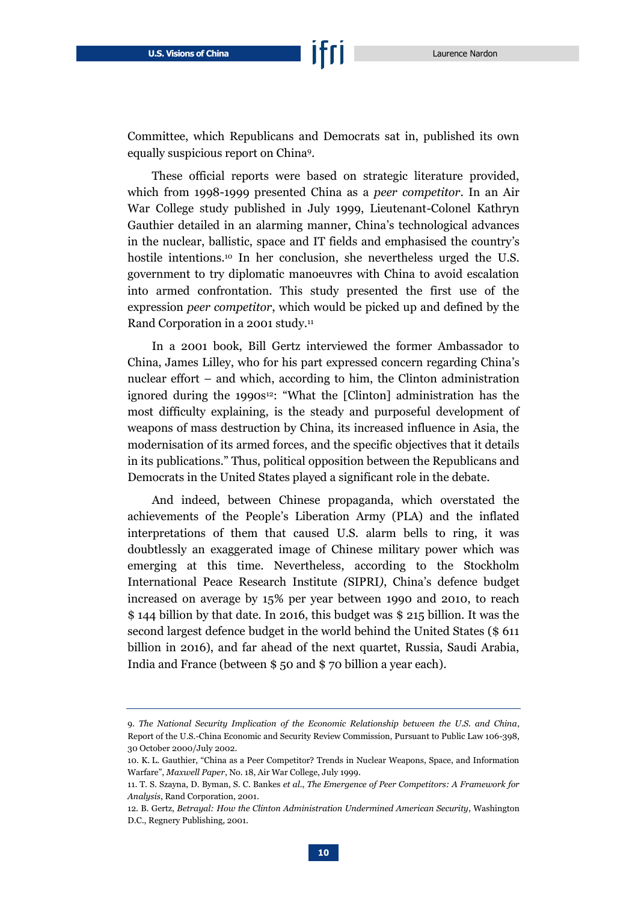Committee, which Republicans and Democrats sat in, published its own equally suspicious report on China[9].

These official reports were based on strategic literature provided, which from 1998-1999 presented China as a *peer competitor*. In an Air War College study published in July 1999, Lieutenant-Colonel Kathryn Gauthier detailed in an alarming manner, China's technological advances in the nuclear, ballistic, space and IT fields and emphasised the country's hostile intentions.[10] In her conclusion, she nevertheless urged the U.S. government to try diplomatic manoeuvres with China to avoid escalation into armed confrontation. This study presented the first use of the expression *peer competitor*, which would be picked up and defined by the Rand Corporation in a 2001 study.[11]

In a 2001 book, Bill Gertz interviewed the former Ambassador to China, James Lilley, who for his part expressed concern regarding China's nuclear effort – and which, according to him, the Clinton administration ignored during the 1990s[12]: "What the [Clinton] administration has the most difficulty explaining, is the steady and purposeful development of weapons of mass destruction by China, its increased influence in Asia, the modernisation of its armed forces, and the specific objectives that it details in its publications." Thus, political opposition between the Republicans and Democrats in the United States played a significant role in the debate.

And indeed, between Chinese propaganda, which overstated the achievements of the People's Liberation Army (PLA) and the inflated interpretations of them that caused U.S. alarm bells to ring, it was doubtlessly an exaggerated image of Chinese military power which was emerging at this time. Nevertheless, according to the Stockholm International Peace Research Institute *(*SIPRI*)*, China's defence budget increased on average by 15% per year between 1990 and 2010, to reach $ 144 billion by that date. In 2016, this budget was $ 215 billion. It was the second largest defence budget in the world behind the United States ($ 611 billion in 2016), and far ahead of the next quartet, Russia, Saudi Arabia, India and France (between $ 50 and $ 70 billion a year each).

---

9. *The National Security Implication of the Economic Relationship between the U.S. and China*, Report of the U.S.-China Economic and Security Review Commission, Pursuant to Public Law 106-398, 30 October 2000/July 2002.

10. K. L. Gauthier, "China as a Peer Competitor? Trends in Nuclear Weapons, Space, and Information Warfare", *Maxwell Paper*, No. 18, Air War College, July 1999.

11. T. S. Szayna, D. Byman, S. C. Bankes *et al.*, *The Emergence of Peer Competitors: A Framework for Analysis*, Rand Corporation, 2001.

12. B. Gertz, *Betrayal: How the Clinton Administration Undermined American Security*, Washington D.C., Regnery Publishing, 2001.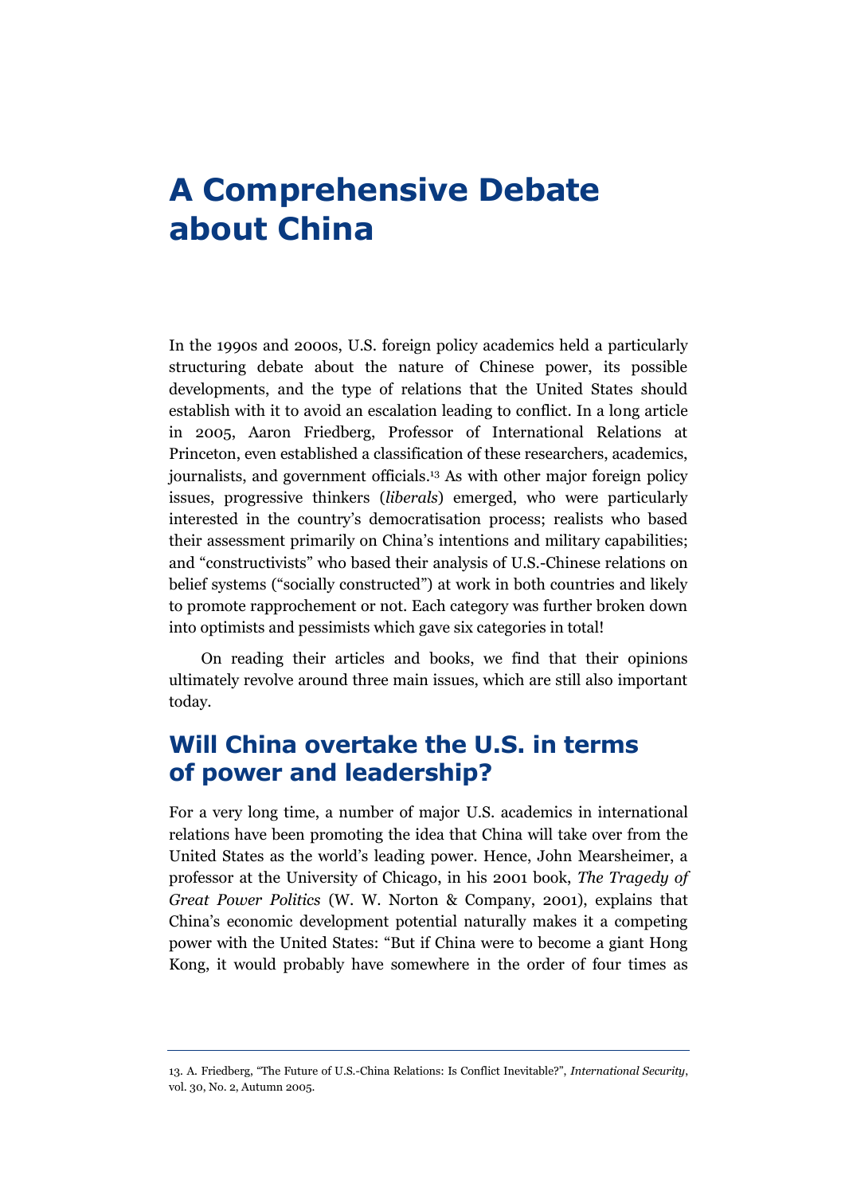# A Comprehensive Debate about China

In the 1990s and 2000s, U.S. foreign policy academics held a particularly structuring debate about the nature of Chinese power, its possible developments, and the type of relations that the United States should establish with it to avoid an escalation leading to conflict. In a long article in 2005, Aaron Friedberg, Professor of International Relations at Princeton, even established a classification of these researchers, academics, journalists, and government officials.[13] As with other major foreign policy issues, progressive thinkers (*liberals*) emerged, who were particularly interested in the country's democratisation process; realists who based their assessment primarily on China's intentions and military capabilities; and "constructivists" who based their analysis of U.S.-Chinese relations on belief systems ("socially constructed") at work in both countries and likely to promote rapprochement or not. Each category was further broken down into optimists and pessimists which gave six categories in total!

On reading their articles and books, we find that their opinions ultimately revolve around three main issues, which are still also important today.

## Will China overtake the U.S. in terms of power and leadership?

For a very long time, a number of major U.S. academics in international relations have been promoting the idea that China will take over from the United States as the world's leading power. Hence, John Mearsheimer, a professor at the University of Chicago, in his 2001 book, *The Tragedy of Great Power Politics* (W. W. Norton & Company, 2001), explains that China's economic development potential naturally makes it a competing power with the United States: "But if China were to become a giant Hong Kong, it would probably have somewhere in the order of four times as

13. A. Friedberg, "The Future of U.S.-China Relations: Is Conflict Inevitable?", *International Security*, vol. 30, No. 2, Autumn 2005.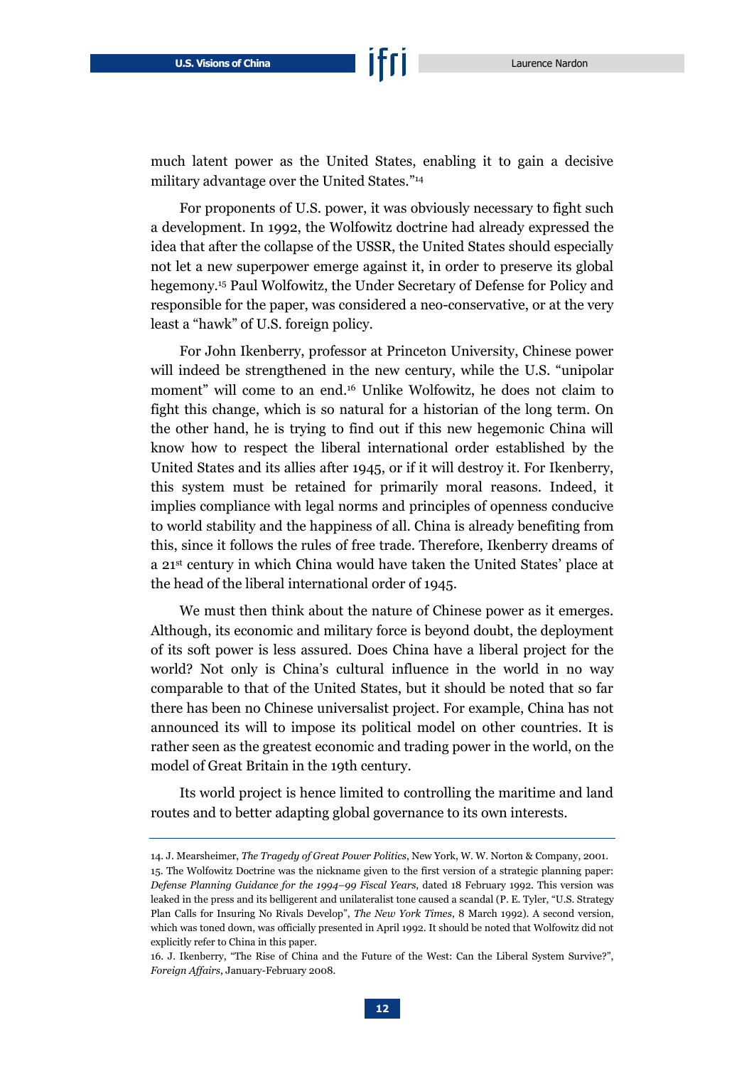much latent power as the United States, enabling it to gain a decisive military advantage over the United States."[14]

For proponents of U.S. power, it was obviously necessary to fight such a development. In 1992, the Wolfowitz doctrine had already expressed the idea that after the collapse of the USSR, the United States should especially not let a new superpower emerge against it, in order to preserve its global hegemony.[15] Paul Wolfowitz, the Under Secretary of Defense for Policy and responsible for the paper, was considered a neo-conservative, or at the very least a "hawk" of U.S. foreign policy.

For John Ikenberry, professor at Princeton University, Chinese power will indeed be strengthened in the new century, while the U.S. "unipolar moment" will come to an end.[16] Unlike Wolfowitz, he does not claim to fight this change, which is so natural for a historian of the long term. On the other hand, he is trying to find out if this new hegemonic China will know how to respect the liberal international order established by the United States and its allies after 1945, or if it will destroy it. For Ikenberry, this system must be retained for primarily moral reasons. Indeed, it implies compliance with legal norms and principles of openness conducive to world stability and the happiness of all. China is already benefiting from this, since it follows the rules of free trade. Therefore, Ikenberry dreams of a 21st century in which China would have taken the United States' place at the head of the liberal international order of 1945.

We must then think about the nature of Chinese power as it emerges. Although, its economic and military force is beyond doubt, the deployment of its soft power is less assured. Does China have a liberal project for the world? Not only is China's cultural influence in the world in no way comparable to that of the United States, but it should be noted that so far there has been no Chinese universalist project. For example, China has not announced its will to impose its political model on other countries. It is rather seen as the greatest economic and trading power in the world, on the model of Great Britain in the 19th century.

Its world project is hence limited to controlling the maritime and land routes and to better adapting global governance to its own interests.

---

14. J. Mearsheimer, *The Tragedy of Great Power Politics*, New York, W. W. Norton & Company, 2001.

15. The Wolfowitz Doctrine was the nickname given to the first version of a strategic planning paper: *Defense Planning Guidance for the 1994–99 Fiscal Years*, dated 18 February 1992. This version was leaked in the press and its belligerent and unilateralist tone caused a scandal (P. E. Tyler, "U.S. Strategy Plan Calls for Insuring No Rivals Develop", *The New York Times*, 8 March 1992). A second version, which was toned down, was officially presented in April 1992. It should be noted that Wolfowitz did not explicitly refer to China in this paper.

16. J. Ikenberry, "The Rise of China and the Future of the West: Can the Liberal System Survive?", *Foreign Affairs*, January-February 2008.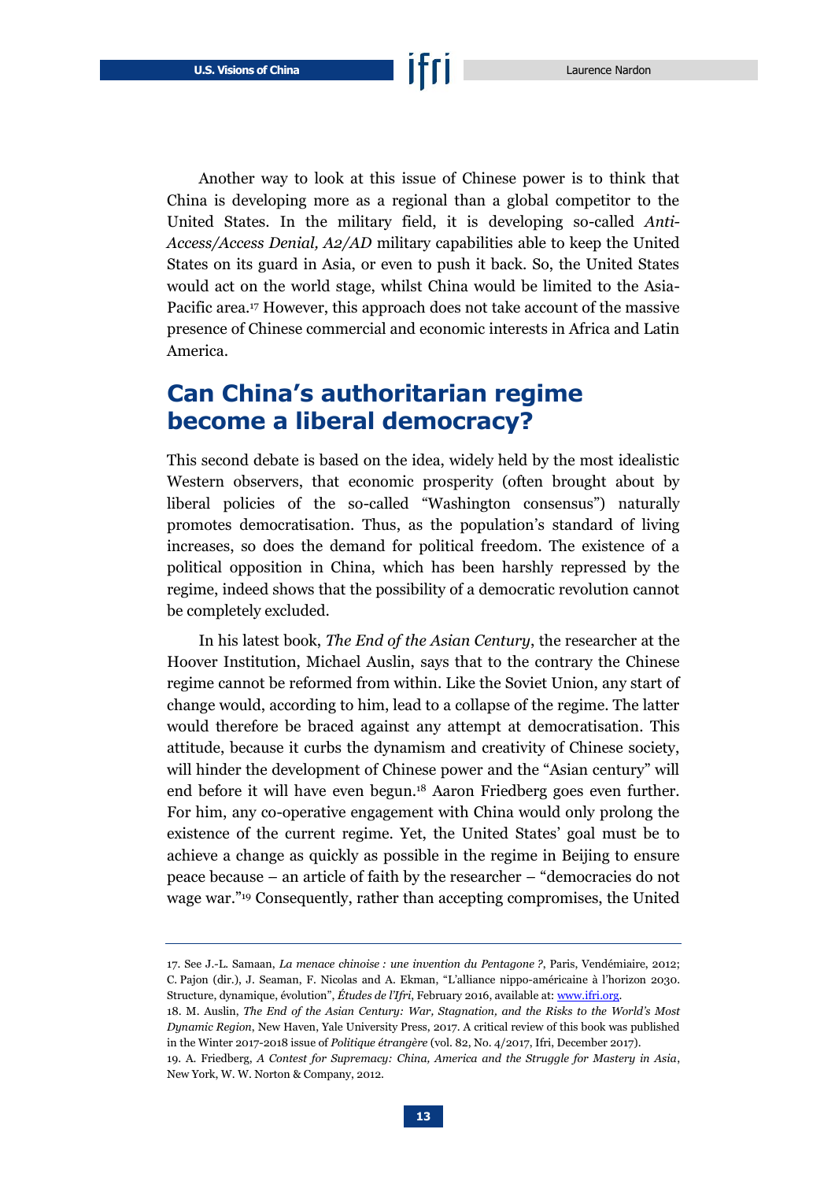Another way to look at this issue of Chinese power is to think that China is developing more as a regional than a global competitor to the United States. In the military field, it is developing so-called *Anti-Access/Access Denial, A2/AD* military capabilities able to keep the United States on its guard in Asia, or even to push it back. So, the United States would act on the world stage, whilst China would be limited to the Asia-Pacific area.[17] However, this approach does not take account of the massive presence of Chinese commercial and economic interests in Africa and Latin America.

## Can China's authoritarian regime become a liberal democracy?

This second debate is based on the idea, widely held by the most idealistic Western observers, that economic prosperity (often brought about by liberal policies of the so-called "Washington consensus") naturally promotes democratisation. Thus, as the population's standard of living increases, so does the demand for political freedom. The existence of a political opposition in China, which has been harshly repressed by the regime, indeed shows that the possibility of a democratic revolution cannot be completely excluded.

In his latest book, *The End of the Asian Century*, the researcher at the Hoover Institution, Michael Auslin, says that to the contrary the Chinese regime cannot be reformed from within. Like the Soviet Union, any start of change would, according to him, lead to a collapse of the regime. The latter would therefore be braced against any attempt at democratisation. This attitude, because it curbs the dynamism and creativity of Chinese society, will hinder the development of Chinese power and the "Asian century" will end before it will have even begun.[18] Aaron Friedberg goes even further. For him, any co-operative engagement with China would only prolong the existence of the current regime. Yet, the United States' goal must be to achieve a change as quickly as possible in the regime in Beijing to ensure peace because – an article of faith by the researcher – "democracies do not wage war."[19] Consequently, rather than accepting compromises, the United

---

17. See J.-L. Samaan, *La menace chinoise : une invention du Pentagone ?*, Paris, Vendémiaire, 2012; C. Pajon (dir.), J. Seaman, F. Nicolas and A. Ekman, "L'alliance nippo-américaine à l'horizon 2030. Structure, dynamique, évolution", *Études de l'Ifri*, February 2016, available at: www.ifri.org.

18. M. Auslin, *The End of the Asian Century: War, Stagnation, and the Risks to the World's Most Dynamic Region*, New Haven, Yale University Press, 2017. A critical review of this book was published in the Winter 2017-2018 issue of *Politique étrangère* (vol. 82, No. 4/2017, Ifri, December 2017).

19. A. Friedberg, *A Contest for Supremacy: China, America and the Struggle for Mastery in Asia*, New York, W. W. Norton & Company, 2012.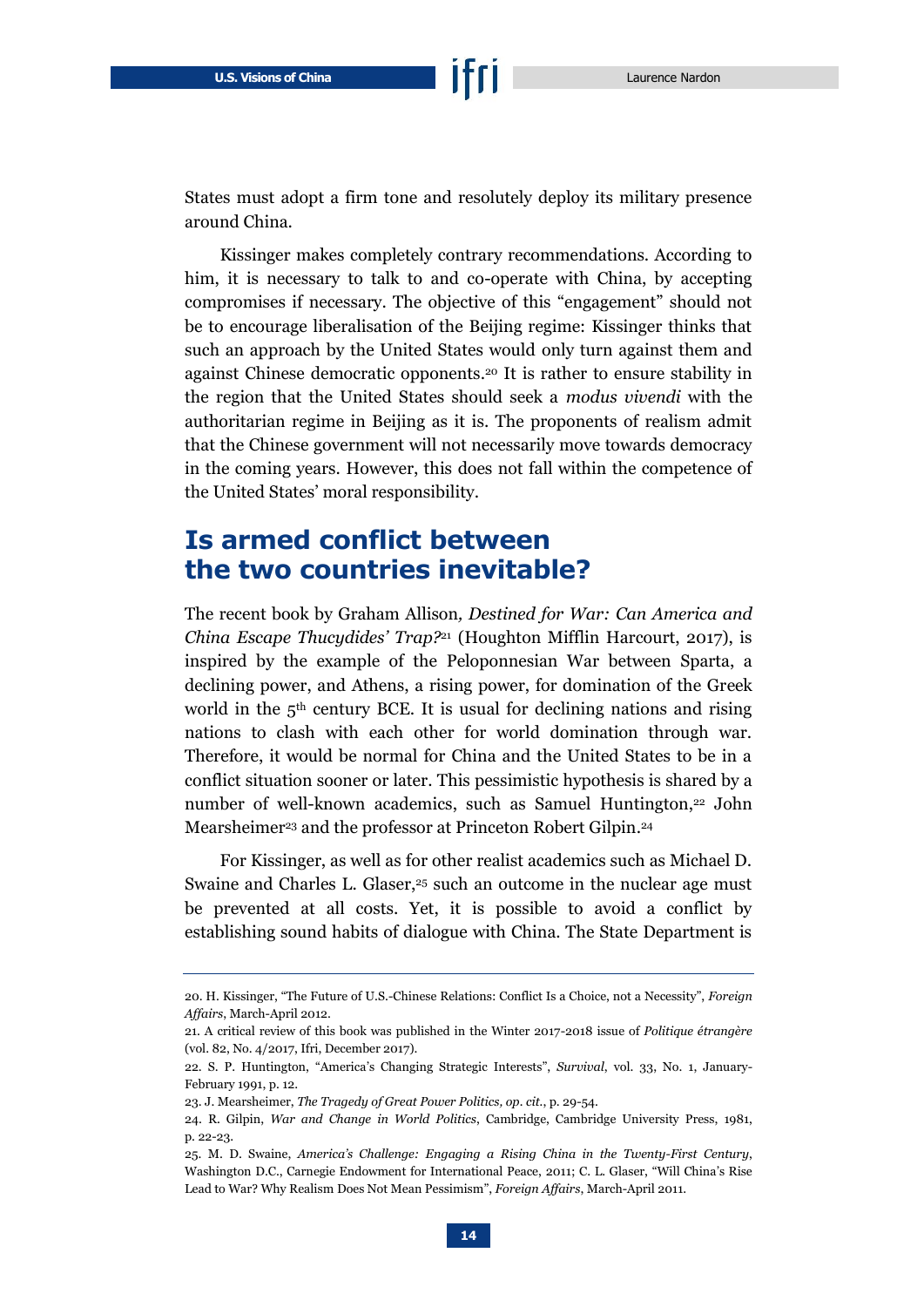States must adopt a firm tone and resolutely deploy its military presence around China.

Kissinger makes completely contrary recommendations. According to him, it is necessary to talk to and co-operate with China, by accepting compromises if necessary. The objective of this "engagement" should not be to encourage liberalisation of the Beijing regime: Kissinger thinks that such an approach by the United States would only turn against them and against Chinese democratic opponents.[20] It is rather to ensure stability in the region that the United States should seek a *modus vivendi* with the authoritarian regime in Beijing as it is. The proponents of realism admit that the Chinese government will not necessarily move towards democracy in the coming years. However, this does not fall within the competence of the United States' moral responsibility.

## Is armed conflict between the two countries inevitable?

The recent book by Graham Allison, *Destined for War: Can America and China Escape Thucydides' Trap?*[21] (Houghton Mifflin Harcourt, 2017), is inspired by the example of the Peloponnesian War between Sparta, a declining power, and Athens, a rising power, for domination of the Greek world in the 5th century BCE. It is usual for declining nations and rising nations to clash with each other for world domination through war. Therefore, it would be normal for China and the United States to be in a conflict situation sooner or later. This pessimistic hypothesis is shared by a number of well-known academics, such as Samuel Huntington,[22] John Mearsheimer[23] and the professor at Princeton Robert Gilpin.[24]

For Kissinger, as well as for other realist academics such as Michael D. Swaine and Charles L. Glaser,[25] such an outcome in the nuclear age must be prevented at all costs. Yet, it is possible to avoid a conflict by establishing sound habits of dialogue with China. The State Department is

---

20. H. Kissinger, "The Future of U.S.-Chinese Relations: Conflict Is a Choice, not a Necessity", *Foreign Affairs*, March-April 2012.

21. A critical review of this book was published in the Winter 2017-2018 issue of *Politique étrangère* (vol. 82, No. 4/2017, Ifri, December 2017).

22. S. P. Huntington, "America's Changing Strategic Interests", *Survival*, vol. 33, No. 1, January-February 1991, p. 12.

23. J. Mearsheimer, *The Tragedy of Great Power Politics*, *op. cit.*, p. 29-54.

24. R. Gilpin, *War and Change in World Politics*, Cambridge, Cambridge University Press, 1981, p. 22-23.

25. M. D. Swaine, *America's Challenge: Engaging a Rising China in the Twenty-First Century*, Washington D.C., Carnegie Endowment for International Peace, 2011; C. L. Glaser, "Will China's Rise Lead to War? Why Realism Does Not Mean Pessimism", *Foreign Affairs*, March-April 2011.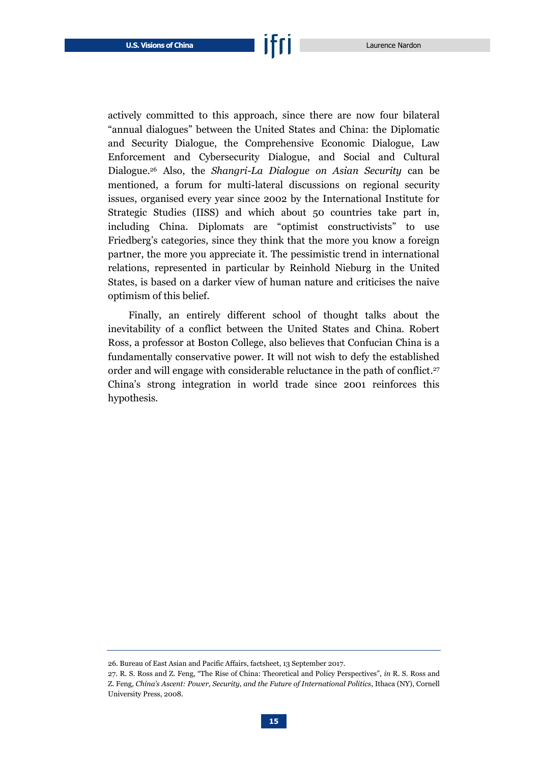actively committed to this approach, since there are now four bilateral "annual dialogues" between the United States and China: the Diplomatic and Security Dialogue, the Comprehensive Economic Dialogue, Law Enforcement and Cybersecurity Dialogue, and Social and Cultural Dialogue.[26] Also, the *Shangri-La Dialogue on Asian Security* can be mentioned, a forum for multi-lateral discussions on regional security issues, organised every year since 2002 by the International Institute for Strategic Studies (IISS) and which about 50 countries take part in, including China. Diplomats are "optimist constructivists" to use Friedberg's categories, since they think that the more you know a foreign partner, the more you appreciate it. The pessimistic trend in international relations, represented in particular by Reinhold Nieburg in the United States, is based on a darker view of human nature and criticises the naive optimism of this belief.

Finally, an entirely different school of thought talks about the inevitability of a conflict between the United States and China. Robert Ross, a professor at Boston College, also believes that Confucian China is a fundamentally conservative power. It will not wish to defy the established order and will engage with considerable reluctance in the path of conflict.[27] China's strong integration in world trade since 2001 reinforces this hypothesis.

---

26. Bureau of East Asian and Pacific Affairs, factsheet, 13 September 2017.

27. R. S. Ross and Z. Feng, "The Rise of China: Theoretical and Policy Perspectives", *in* R. S. Ross and Z. Feng, *China's Ascent: Power, Security, and the Future of International Politics*, Ithaca (NY), Cornell University Press, 2008.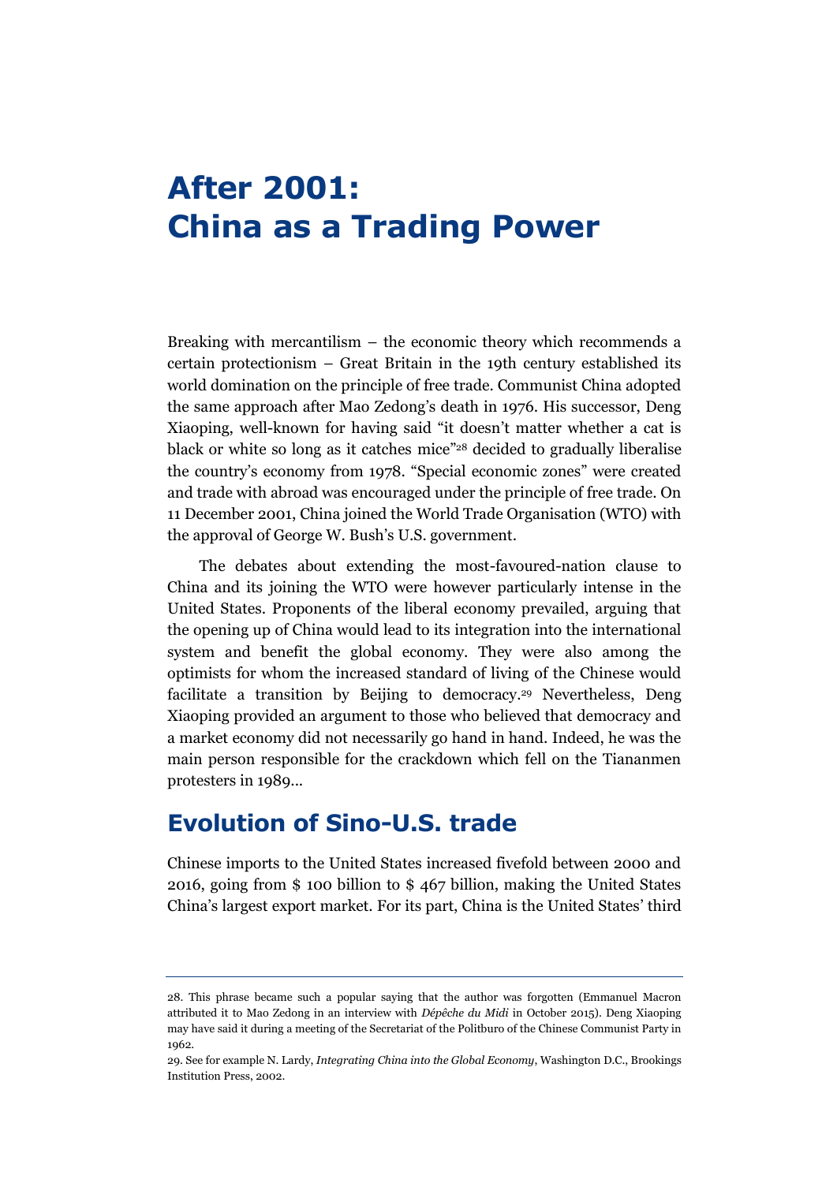# After 2001: China as a Trading Power

Breaking with mercantilism – the economic theory which recommends a certain protectionism – Great Britain in the 19th century established its world domination on the principle of free trade. Communist China adopted the same approach after Mao Zedong's death in 1976. His successor, Deng Xiaoping, well-known for having said "it doesn't matter whether a cat is black or white so long as it catches mice"[28] decided to gradually liberalise the country's economy from 1978. "Special economic zones" were created and trade with abroad was encouraged under the principle of free trade. On 11 December 2001, China joined the World Trade Organisation (WTO) with the approval of George W. Bush's U.S. government.

The debates about extending the most-favoured-nation clause to China and its joining the WTO were however particularly intense in the United States. Proponents of the liberal economy prevailed, arguing that the opening up of China would lead to its integration into the international system and benefit the global economy. They were also among the optimists for whom the increased standard of living of the Chinese would facilitate a transition by Beijing to democracy.[29] Nevertheless, Deng Xiaoping provided an argument to those who believed that democracy and a market economy did not necessarily go hand in hand. Indeed, he was the main person responsible for the crackdown which fell on the Tiananmen protesters in 1989…

## Evolution of Sino-U.S. trade

Chinese imports to the United States increased fivefold between 2000 and 2016, going from $ 100 billion to $ 467 billion, making the United States China's largest export market. For its part, China is the United States' third

---

28. This phrase became such a popular saying that the author was forgotten (Emmanuel Macron attributed it to Mao Zedong in an interview with *Dépêche du Midi* in October 2015). Deng Xiaoping may have said it during a meeting of the Secretariat of the Politburo of the Chinese Communist Party in 1962.

29. See for example N. Lardy, *Integrating China into the Global Economy*, Washington D.C., Brookings Institution Press, 2002.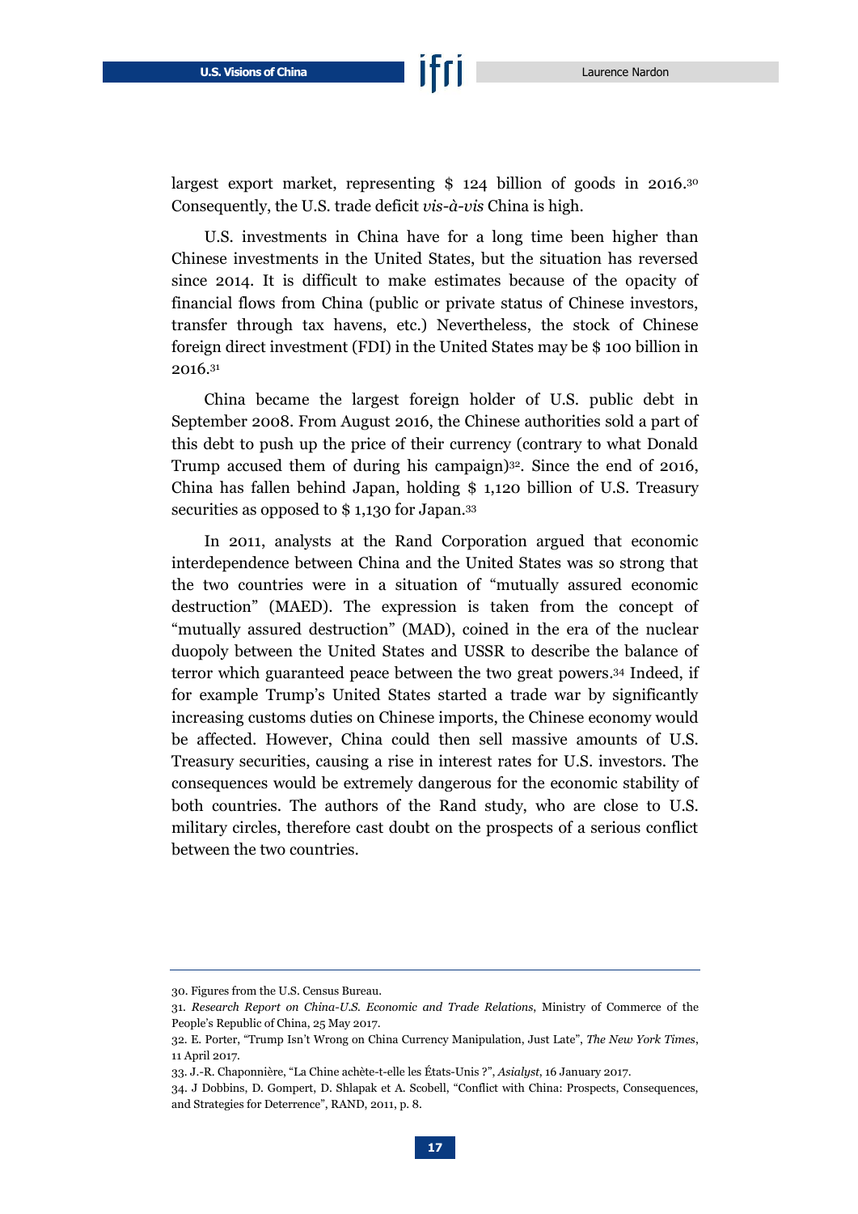largest export market, representing $ 124 billion of goods in 2016.[30] Consequently, the U.S. trade deficit *vis-à-vis* China is high.

U.S. investments in China have for a long time been higher than Chinese investments in the United States, but the situation has reversed since 2014. It is difficult to make estimates because of the opacity of financial flows from China (public or private status of Chinese investors, transfer through tax havens, etc.) Nevertheless, the stock of Chinese foreign direct investment (FDI) in the United States may be $ 100 billion in 2016.[31]

China became the largest foreign holder of U.S. public debt in September 2008. From August 2016, the Chinese authorities sold a part of this debt to push up the price of their currency (contrary to what Donald Trump accused them of during his campaign)[32]. Since the end of 2016, China has fallen behind Japan, holding $ 1,120 billion of U.S. Treasury securities as opposed to $ 1,130 for Japan.[33]

In 2011, analysts at the Rand Corporation argued that economic interdependence between China and the United States was so strong that the two countries were in a situation of "mutually assured economic destruction" (MAED). The expression is taken from the concept of "mutually assured destruction" (MAD), coined in the era of the nuclear duopoly between the United States and USSR to describe the balance of terror which guaranteed peace between the two great powers.[34] Indeed, if for example Trump's United States started a trade war by significantly increasing customs duties on Chinese imports, the Chinese economy would be affected. However, China could then sell massive amounts of U.S. Treasury securities, causing a rise in interest rates for U.S. investors. The consequences would be extremely dangerous for the economic stability of both countries. The authors of the Rand study, who are close to U.S. military circles, therefore cast doubt on the prospects of a serious conflict between the two countries.

---

30. Figures from the U.S. Census Bureau.

31. *Research Report on China-U.S. Economic and Trade Relations*, Ministry of Commerce of the People's Republic of China, 25 May 2017.

32. E. Porter, "Trump Isn't Wrong on China Currency Manipulation, Just Late", *The New York Times*, 11 April 2017.

33. J.-R. Chaponnière, "La Chine achète-t-elle les États-Unis ?", *Asialyst*, 16 January 2017.

34. J Dobbins, D. Gompert, D. Shlapak et A. Scobell, "Conflict with China: Prospects, Consequences, and Strategies for Deterrence", RAND, 2011, p. 8.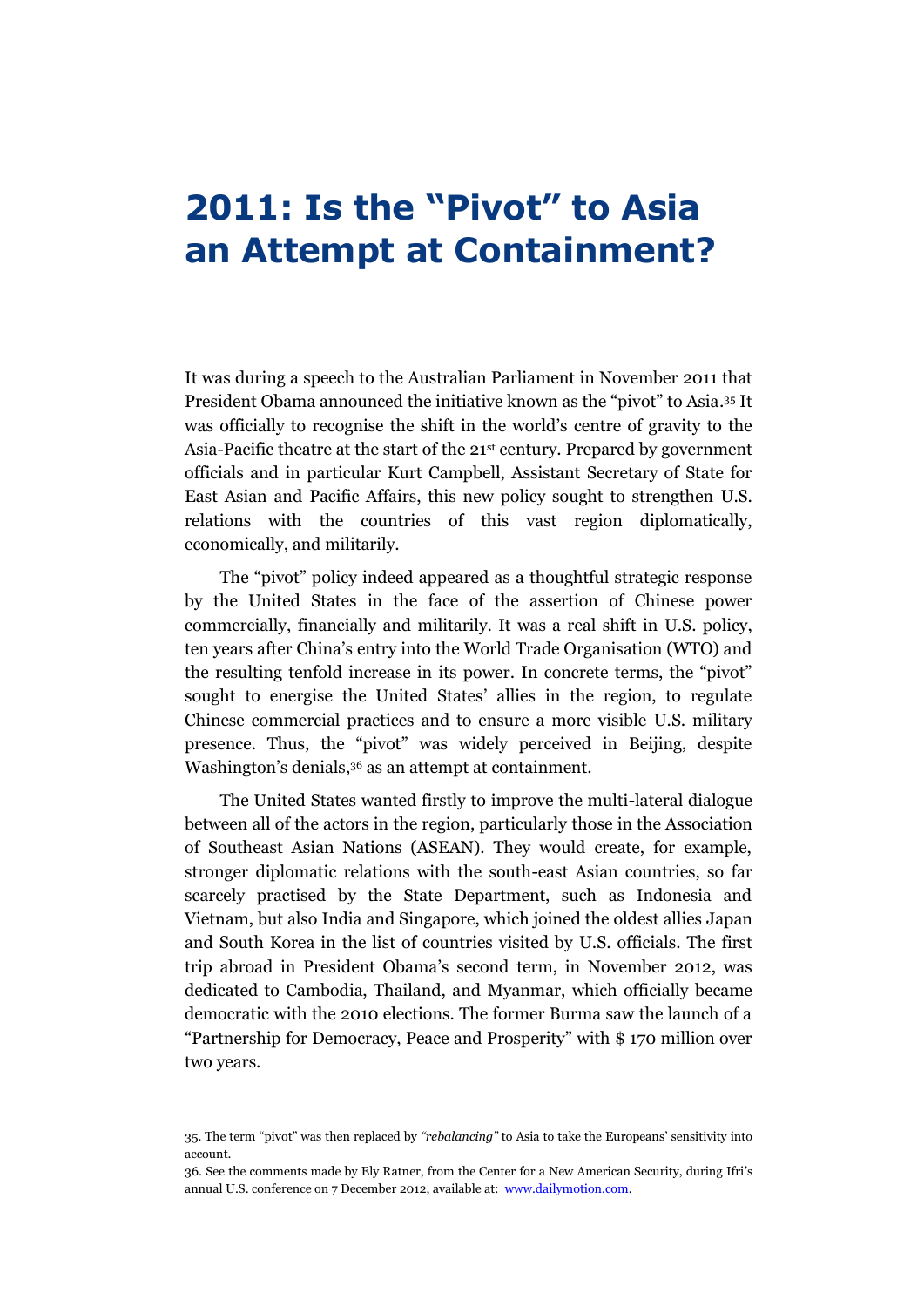# 2011: Is the "Pivot" to Asia an Attempt at Containment?

It was during a speech to the Australian Parliament in November 2011 that President Obama announced the initiative known as the "pivot" to Asia.[35] It was officially to recognise the shift in the world's centre of gravity to the Asia-Pacific theatre at the start of the 21st century. Prepared by government officials and in particular Kurt Campbell, Assistant Secretary of State for East Asian and Pacific Affairs, this new policy sought to strengthen U.S. relations with the countries of this vast region diplomatically, economically, and militarily.

The "pivot" policy indeed appeared as a thoughtful strategic response by the United States in the face of the assertion of Chinese power commercially, financially and militarily. It was a real shift in U.S. policy, ten years after China's entry into the World Trade Organisation (WTO) and the resulting tenfold increase in its power. In concrete terms, the "pivot" sought to energise the United States' allies in the region, to regulate Chinese commercial practices and to ensure a more visible U.S. military presence. Thus, the "pivot" was widely perceived in Beijing, despite Washington's denials,[36] as an attempt at containment.

The United States wanted firstly to improve the multi-lateral dialogue between all of the actors in the region, particularly those in the Association of Southeast Asian Nations (ASEAN). They would create, for example, stronger diplomatic relations with the south-east Asian countries, so far scarcely practised by the State Department, such as Indonesia and Vietnam, but also India and Singapore, which joined the oldest allies Japan and South Korea in the list of countries visited by U.S. officials. The first trip abroad in President Obama's second term, in November 2012, was dedicated to Cambodia, Thailand, and Myanmar, which officially became democratic with the 2010 elections. The former Burma saw the launch of a "Partnership for Democracy, Peace and Prosperity" with $ 170 million over two years.

---

35. The term "pivot" was then replaced by *"rebalancing"* to Asia to take the Europeans' sensitivity into account.

36. See the comments made by Ely Ratner, from the Center for a New American Security, during Ifri's annual U.S. conference on 7 December 2012, available at: [www.dailymotion.com](www.dailymotion.com).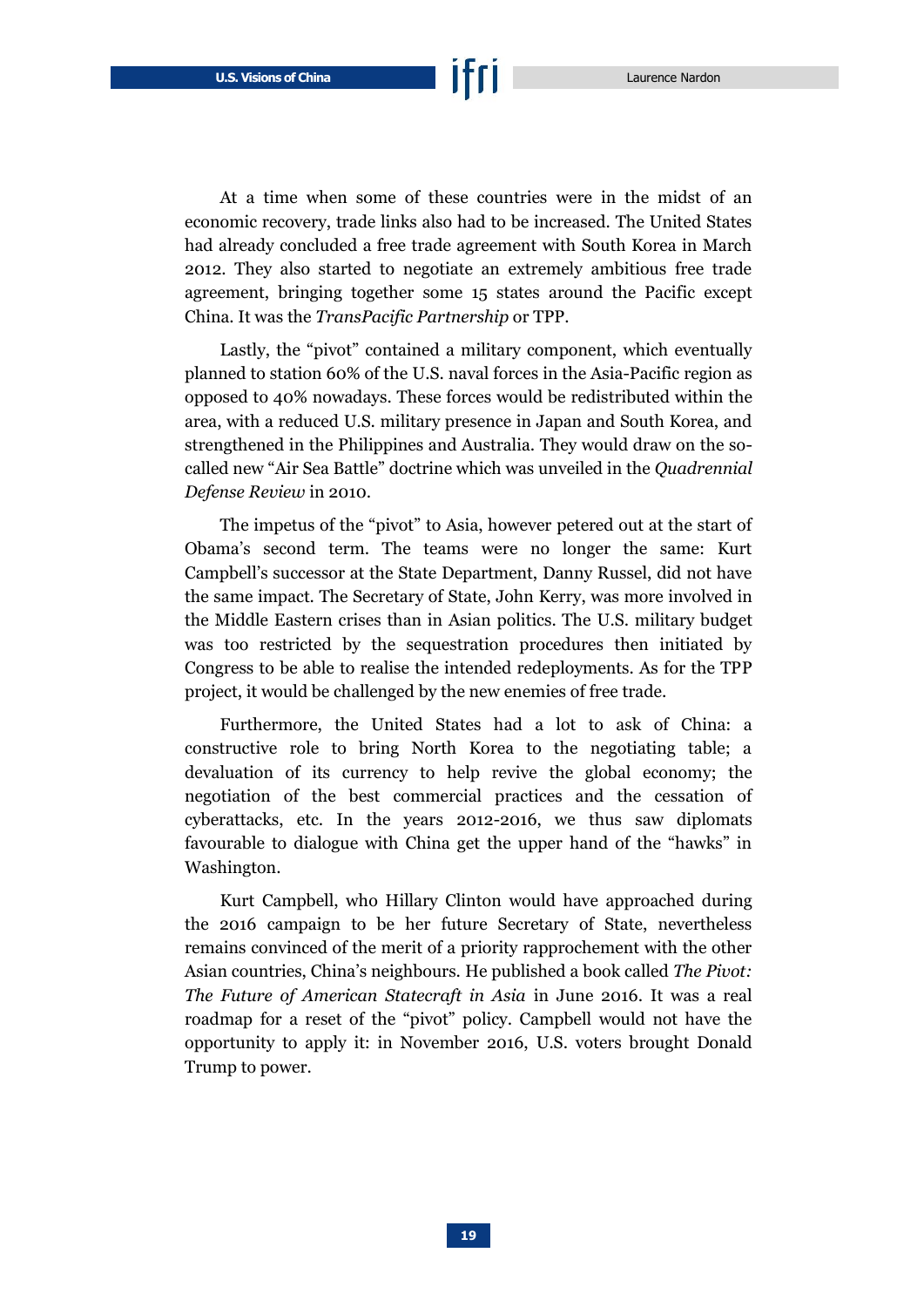At a time when some of these countries were in the midst of an economic recovery, trade links also had to be increased. The United States had already concluded a free trade agreement with South Korea in March 2012. They also started to negotiate an extremely ambitious free trade agreement, bringing together some 15 states around the Pacific except China. It was the *TransPacific Partnership* or TPP.

Lastly, the "pivot" contained a military component, which eventually planned to station 60% of the U.S. naval forces in the Asia-Pacific region as opposed to 40% nowadays. These forces would be redistributed within the area, with a reduced U.S. military presence in Japan and South Korea, and strengthened in the Philippines and Australia. They would draw on the so-called new "Air Sea Battle" doctrine which was unveiled in the *Quadrennial Defense Review* in 2010.

The impetus of the "pivot" to Asia, however petered out at the start of Obama's second term. The teams were no longer the same: Kurt Campbell's successor at the State Department, Danny Russel, did not have the same impact. The Secretary of State, John Kerry, was more involved in the Middle Eastern crises than in Asian politics. The U.S. military budget was too restricted by the sequestration procedures then initiated by Congress to be able to realise the intended redeployments. As for the TPP project, it would be challenged by the new enemies of free trade.

Furthermore, the United States had a lot to ask of China: a constructive role to bring North Korea to the negotiating table; a devaluation of its currency to help revive the global economy; the negotiation of the best commercial practices and the cessation of cyberattacks, etc. In the years 2012-2016, we thus saw diplomats favourable to dialogue with China get the upper hand of the "hawks" in Washington.

Kurt Campbell, who Hillary Clinton would have approached during the 2016 campaign to be her future Secretary of State, nevertheless remains convinced of the merit of a priority rapprochement with the other Asian countries, China's neighbours. He published a book called *The Pivot: The Future of American Statecraft in Asia* in June 2016. It was a real roadmap for a reset of the "pivot" policy. Campbell would not have the opportunity to apply it: in November 2016, U.S. voters brought Donald Trump to power.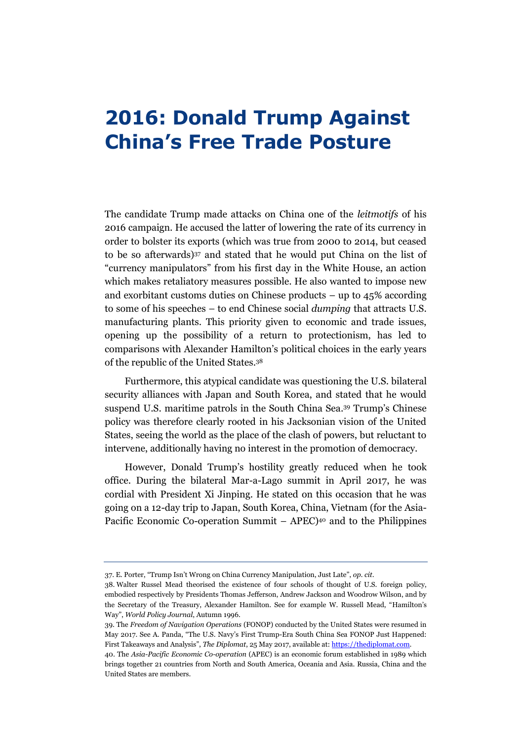# 2016: Donald Trump Against China's Free Trade Posture

The candidate Trump made attacks on China one of the *leitmotifs* of his 2016 campaign. He accused the latter of lowering the rate of its currency in order to bolster its exports (which was true from 2000 to 2014, but ceased to be so afterwards)[37] and stated that he would put China on the list of "currency manipulators" from his first day in the White House, an action which makes retaliatory measures possible. He also wanted to impose new and exorbitant customs duties on Chinese products – up to 45% according to some of his speeches – to end Chinese social *dumping* that attracts U.S. manufacturing plants. This priority given to economic and trade issues, opening up the possibility of a return to protectionism, has led to comparisons with Alexander Hamilton's political choices in the early years of the republic of the United States.[38]

Furthermore, this atypical candidate was questioning the U.S. bilateral security alliances with Japan and South Korea, and stated that he would suspend U.S. maritime patrols in the South China Sea.[39] Trump's Chinese policy was therefore clearly rooted in his Jacksonian vision of the United States, seeing the world as the place of the clash of powers, but reluctant to intervene, additionally having no interest in the promotion of democracy.

However, Donald Trump's hostility greatly reduced when he took office. During the bilateral Mar-a-Lago summit in April 2017, he was cordial with President Xi Jinping. He stated on this occasion that he was going on a 12-day trip to Japan, South Korea, China, Vietnam (for the Asia-Pacific Economic Co-operation Summit – APEC)[40] and to the Philippines

---

37. E. Porter, "Trump Isn't Wrong on China Currency Manipulation, Just Late", *op. cit*.

38. Walter Russel Mead theorised the existence of four schools of thought of U.S. foreign policy, embodied respectively by Presidents Thomas Jefferson, Andrew Jackson and Woodrow Wilson, and by the Secretary of the Treasury, Alexander Hamilton. See for example W. Russell Mead, "Hamilton's Way", *World Policy Journal*, Autumn 1996.

39. The *Freedom of Navigation Operations* (FONOP) conducted by the United States were resumed in May 2017. See A. Panda, "The U.S. Navy's First Trump-Era South China Sea FONOP Just Happened: First Takeaways and Analysis", *The Diplomat*, 25 May 2017, available at: https://thediplomat.com.

40. The *Asia-Pacific Economic Co-operation* (APEC) is an economic forum established in 1989 which brings together 21 countries from North and South America, Oceania and Asia. Russia, China and the United States are members.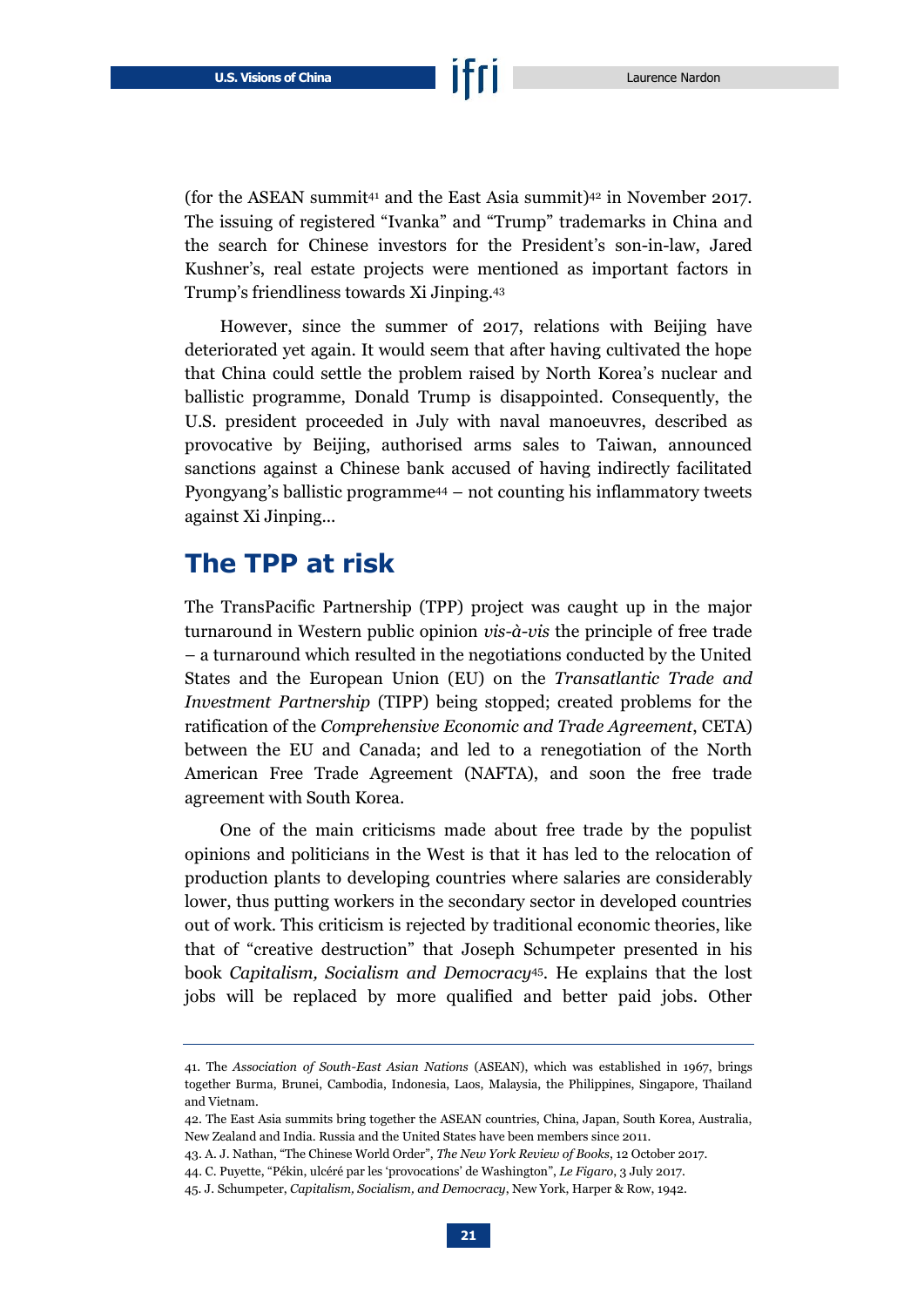(for the ASEAN summit[41] and the East Asia summit)[42] in November 2017. The issuing of registered "Ivanka" and "Trump" trademarks in China and the search for Chinese investors for the President's son-in-law, Jared Kushner's, real estate projects were mentioned as important factors in Trump's friendliness towards Xi Jinping.[43]

However, since the summer of 2017, relations with Beijing have deteriorated yet again. It would seem that after having cultivated the hope that China could settle the problem raised by North Korea's nuclear and ballistic programme, Donald Trump is disappointed. Consequently, the U.S. president proceeded in July with naval manoeuvres, described as provocative by Beijing, authorised arms sales to Taiwan, announced sanctions against a Chinese bank accused of having indirectly facilitated Pyongyang's ballistic programme[44] – not counting his inflammatory tweets against Xi Jinping...

## The TPP at risk

The TransPacific Partnership (TPP) project was caught up in the major turnaround in Western public opinion *vis-à-vis* the principle of free trade – a turnaround which resulted in the negotiations conducted by the United States and the European Union (EU) on the *Transatlantic Trade and Investment Partnership* (TIPP) being stopped; created problems for the ratification of the *Comprehensive Economic and Trade Agreement*, CETA) between the EU and Canada; and led to a renegotiation of the North American Free Trade Agreement (NAFTA), and soon the free trade agreement with South Korea.

One of the main criticisms made about free trade by the populist opinions and politicians in the West is that it has led to the relocation of production plants to developing countries where salaries are considerably lower, thus putting workers in the secondary sector in developed countries out of work. This criticism is rejected by traditional economic theories, like that of "creative destruction" that Joseph Schumpeter presented in his book *Capitalism, Socialism and Democracy*[45]. He explains that the lost jobs will be replaced by more qualified and better paid jobs. Other

---

41. The *Association of South-East Asian Nations* (ASEAN), which was established in 1967, brings together Burma, Brunei, Cambodia, Indonesia, Laos, Malaysia, the Philippines, Singapore, Thailand and Vietnam.

42. The East Asia summits bring together the ASEAN countries, China, Japan, South Korea, Australia, New Zealand and India. Russia and the United States have been members since 2011.

43. A. J. Nathan, "The Chinese World Order", *The New York Review of Books*, 12 October 2017.

44. C. Puyette, "Pékin, ulcéré par les 'provocations' de Washington", *Le Figaro*, 3 July 2017.

45. J. Schumpeter, *Capitalism, Socialism, and Democracy*, New York, Harper & Row, 1942.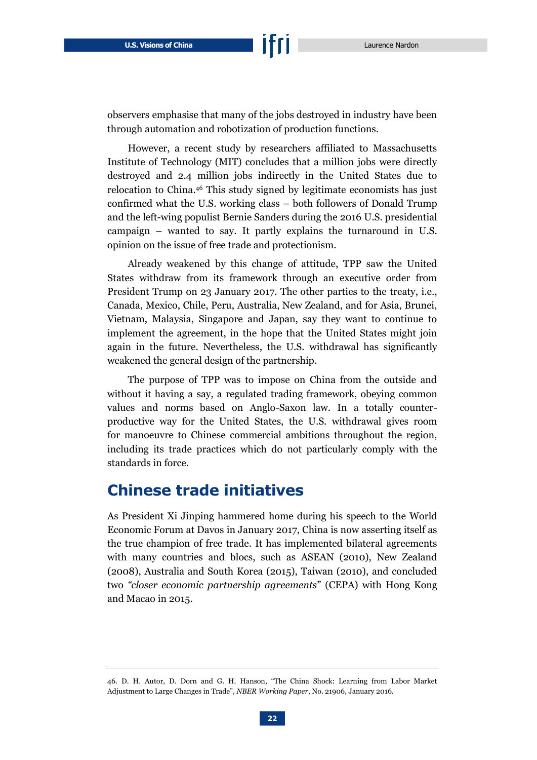observers emphasise that many of the jobs destroyed in industry have been through automation and robotization of production functions.

However, a recent study by researchers affiliated to Massachusetts Institute of Technology (MIT) concludes that a million jobs were directly destroyed and 2.4 million jobs indirectly in the United States due to relocation to China.[46] This study signed by legitimate economists has just confirmed what the U.S. working class – both followers of Donald Trump and the left-wing populist Bernie Sanders during the 2016 U.S. presidential campaign – wanted to say. It partly explains the turnaround in U.S. opinion on the issue of free trade and protectionism.

Already weakened by this change of attitude, TPP saw the United States withdraw from its framework through an executive order from President Trump on 23 January 2017. The other parties to the treaty, i.e., Canada, Mexico, Chile, Peru, Australia, New Zealand, and for Asia, Brunei, Vietnam, Malaysia, Singapore and Japan, say they want to continue to implement the agreement, in the hope that the United States might join again in the future. Nevertheless, the U.S. withdrawal has significantly weakened the general design of the partnership.

The purpose of TPP was to impose on China from the outside and without it having a say, a regulated trading framework, obeying common values and norms based on Anglo-Saxon law. In a totally counter-productive way for the United States, the U.S. withdrawal gives room for manoeuvre to Chinese commercial ambitions throughout the region, including its trade practices which do not particularly comply with the standards in force.

## Chinese trade initiatives

As President Xi Jinping hammered home during his speech to the World Economic Forum at Davos in January 2017, China is now asserting itself as the true champion of free trade. It has implemented bilateral agreements with many countries and blocs, such as ASEAN (2010), New Zealand (2008), Australia and South Korea (2015), Taiwan (2010), and concluded two *"closer economic partnership agreements"* (CEPA) with Hong Kong and Macao in 2015.

---

46. D. H. Autor, D. Dorn and G. H. Hanson, "The China Shock: Learning from Labor Market Adjustment to Large Changes in Trade", *NBER Working Paper*, No. 21906, January 2016.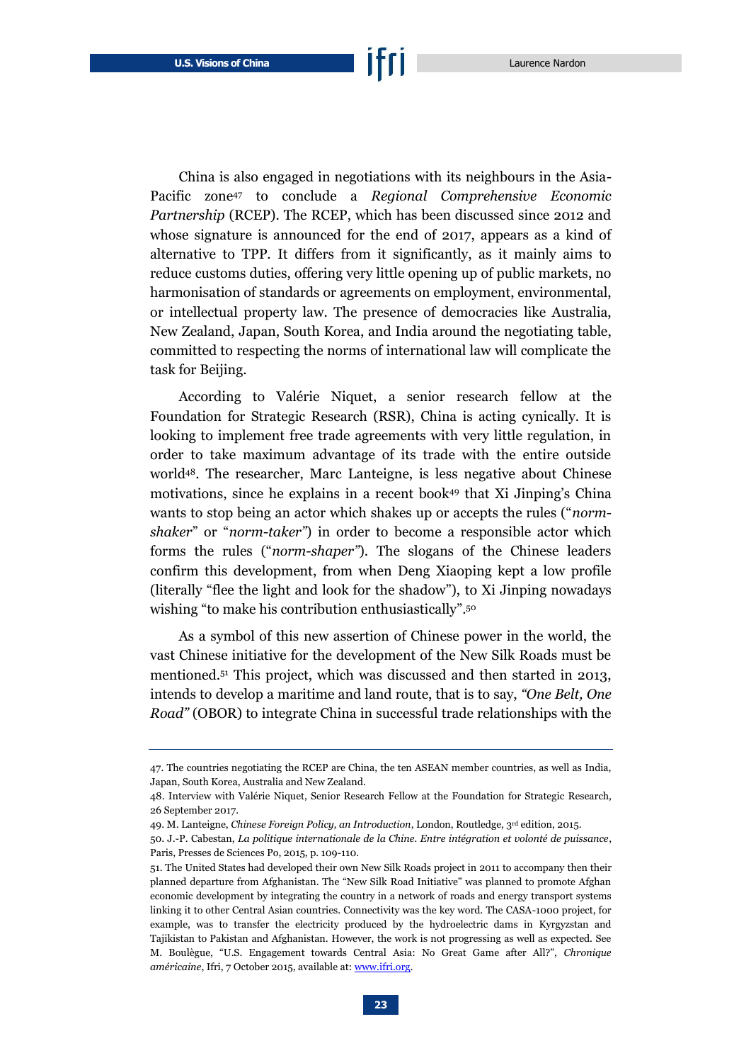China is also engaged in negotiations with its neighbours in the Asia-Pacific zone[47] to conclude a *Regional Comprehensive Economic Partnership* (RCEP). The RCEP, which has been discussed since 2012 and whose signature is announced for the end of 2017, appears as a kind of alternative to TPP. It differs from it significantly, as it mainly aims to reduce customs duties, offering very little opening up of public markets, no harmonisation of standards or agreements on employment, environmental, or intellectual property law. The presence of democracies like Australia, New Zealand, Japan, South Korea, and India around the negotiating table, committed to respecting the norms of international law will complicate the task for Beijing.

According to Valérie Niquet, a senior research fellow at the Foundation for Strategic Research (RSR), China is acting cynically. It is looking to implement free trade agreements with very little regulation, in order to take maximum advantage of its trade with the entire outside world[48]. The researcher, Marc Lanteigne, is less negative about Chinese motivations, since he explains in a recent book[49] that Xi Jinping's China wants to stop being an actor which shakes up or accepts the rules ("*norm-shaker*" or "*norm-taker*") in order to become a responsible actor which forms the rules ("*norm-shaper*"). The slogans of the Chinese leaders confirm this development, from when Deng Xiaoping kept a low profile (literally "flee the light and look for the shadow"), to Xi Jinping nowadays wishing "to make his contribution enthusiastically".[50]

As a symbol of this new assertion of Chinese power in the world, the vast Chinese initiative for the development of the New Silk Roads must be mentioned.[51] This project, which was discussed and then started in 2013, intends to develop a maritime and land route, that is to say, *"One Belt, One Road"* (OBOR) to integrate China in successful trade relationships with the

---

47. The countries negotiating the RCEP are China, the ten ASEAN member countries, as well as India, Japan, South Korea, Australia and New Zealand.

48. Interview with Valérie Niquet, Senior Research Fellow at the Foundation for Strategic Research, 26 September 2017.

49. M. Lanteigne, *Chinese Foreign Policy, an Introduction*, London, Routledge, 3rd edition, 2015.

50. J.-P. Cabestan, *La politique internationale de la Chine. Entre intégration et volonté de puissance*, Paris, Presses de Sciences Po, 2015, p. 109-110.

51. The United States had developed their own New Silk Roads project in 2011 to accompany then their planned departure from Afghanistan. The "New Silk Road Initiative" was planned to promote Afghan economic development by integrating the country in a network of roads and energy transport systems linking it to other Central Asian countries. Connectivity was the key word. The CASA-1000 project, for example, was to transfer the electricity produced by the hydroelectric dams in Kyrgyzstan and Tajikistan to Pakistan and Afghanistan. However, the work is not progressing as well as expected. See M. Boulègue, "U.S. Engagement towards Central Asia: No Great Game after All?", *Chronique américaine*, Ifri, 7 October 2015, available at: www.ifri.org.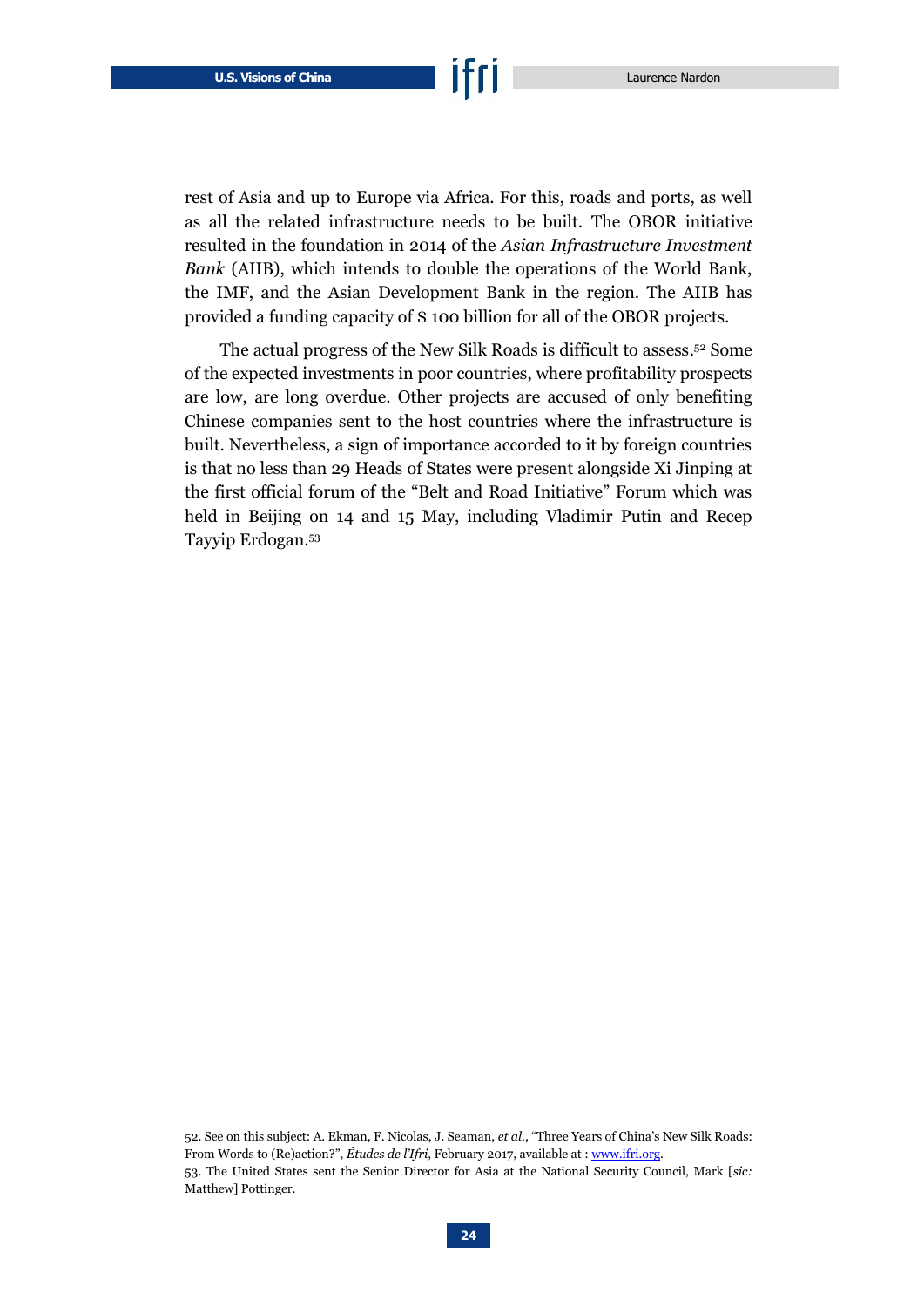rest of Asia and up to Europe via Africa. For this, roads and ports, as well as all the related infrastructure needs to be built. The OBOR initiative resulted in the foundation in 2014 of the *Asian Infrastructure Investment Bank* (AIIB), which intends to double the operations of the World Bank, the IMF, and the Asian Development Bank in the region. The AIIB has provided a funding capacity of $ 100 billion for all of the OBOR projects.

The actual progress of the New Silk Roads is difficult to assess.[52] Some of the expected investments in poor countries, where profitability prospects are low, are long overdue. Other projects are accused of only benefiting Chinese companies sent to the host countries where the infrastructure is built. Nevertheless, a sign of importance accorded to it by foreign countries is that no less than 29 Heads of States were present alongside Xi Jinping at the first official forum of the "Belt and Road Initiative" Forum which was held in Beijing on 14 and 15 May, including Vladimir Putin and Recep Tayyip Erdogan.[53]

---

52. See on this subject: A. Ekman, F. Nicolas, J. Seaman, *et al.*, "Three Years of China's New Silk Roads: From Words to (Re)action?", *Études de l'Ifri*, February 2017, available at : www.ifri.org.

53. The United States sent the Senior Director for Asia at the National Security Council, Mark [*sic:* Matthew] Pottinger.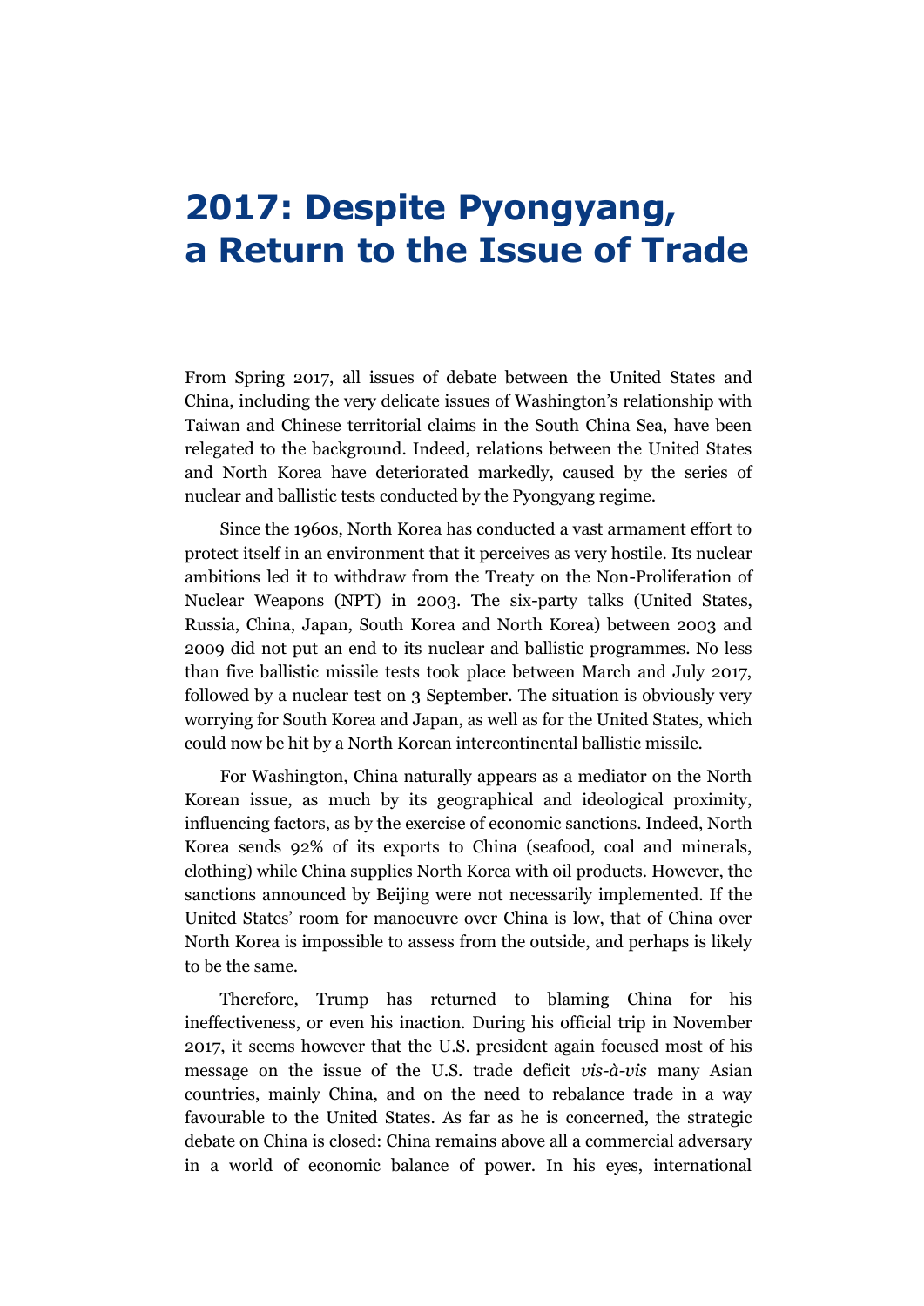# 2017: Despite Pyongyang, a Return to the Issue of Trade

From Spring 2017, all issues of debate between the United States and China, including the very delicate issues of Washington's relationship with Taiwan and Chinese territorial claims in the South China Sea, have been relegated to the background. Indeed, relations between the United States and North Korea have deteriorated markedly, caused by the series of nuclear and ballistic tests conducted by the Pyongyang regime.

Since the 1960s, North Korea has conducted a vast armament effort to protect itself in an environment that it perceives as very hostile. Its nuclear ambitions led it to withdraw from the Treaty on the Non-Proliferation of Nuclear Weapons (NPT) in 2003. The six-party talks (United States, Russia, China, Japan, South Korea and North Korea) between 2003 and 2009 did not put an end to its nuclear and ballistic programmes. No less than five ballistic missile tests took place between March and July 2017, followed by a nuclear test on 3 September. The situation is obviously very worrying for South Korea and Japan, as well as for the United States, which could now be hit by a North Korean intercontinental ballistic missile.

For Washington, China naturally appears as a mediator on the North Korean issue, as much by its geographical and ideological proximity, influencing factors, as by the exercise of economic sanctions. Indeed, North Korea sends 92% of its exports to China (seafood, coal and minerals, clothing) while China supplies North Korea with oil products. However, the sanctions announced by Beijing were not necessarily implemented. If the United States' room for manoeuvre over China is low, that of China over North Korea is impossible to assess from the outside, and perhaps is likely to be the same.

Therefore, Trump has returned to blaming China for his ineffectiveness, or even his inaction. During his official trip in November 2017, it seems however that the U.S. president again focused most of his message on the issue of the U.S. trade deficit *vis-à-vis* many Asian countries, mainly China, and on the need to rebalance trade in a way favourable to the United States. As far as he is concerned, the strategic debate on China is closed: China remains above all a commercial adversary in a world of economic balance of power. In his eyes, international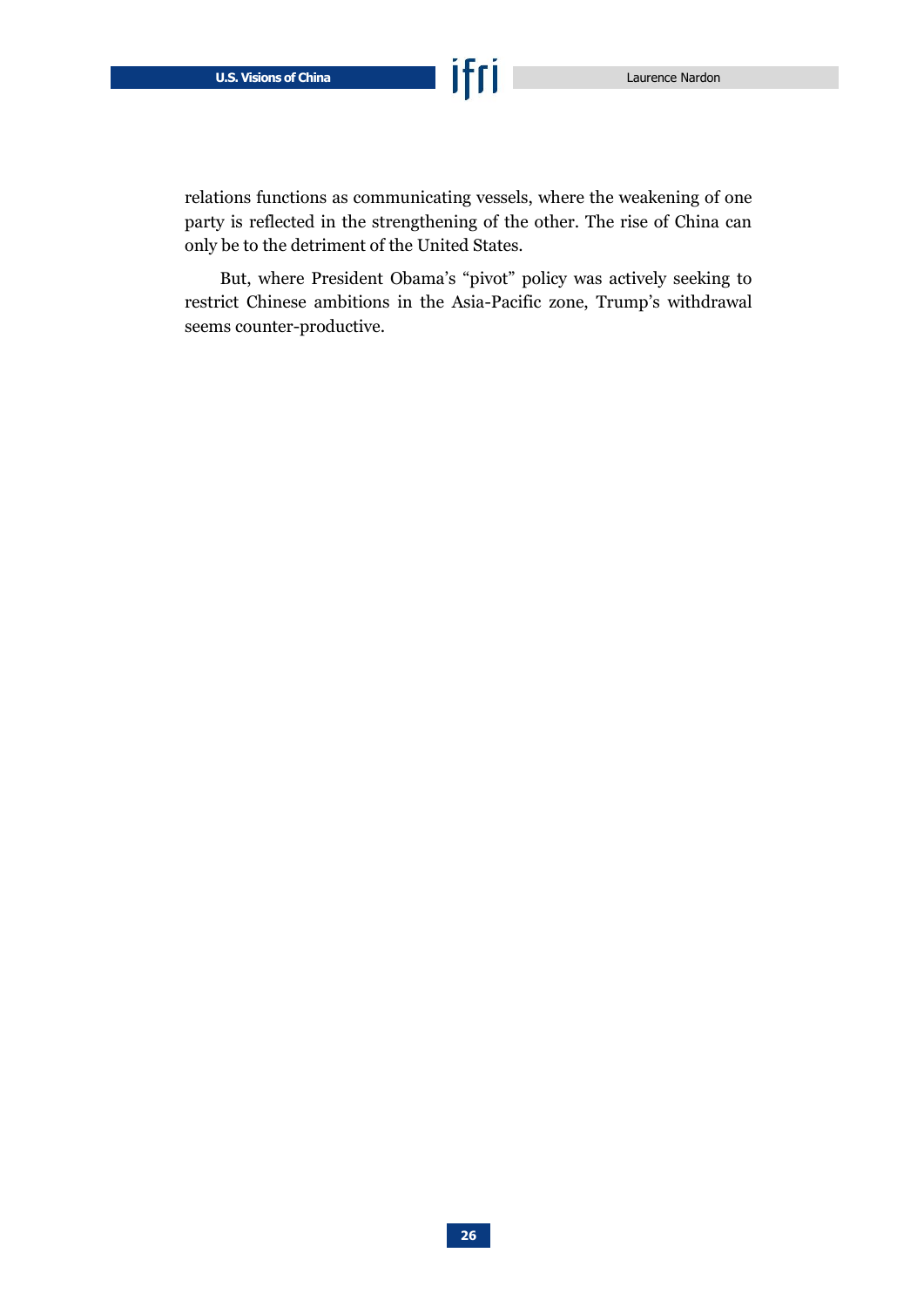relations functions as communicating vessels, where the weakening of one party is reflected in the strengthening of the other. The rise of China can only be to the detriment of the United States.

But, where President Obama's "pivot" policy was actively seeking to restrict Chinese ambitions in the Asia-Pacific zone, Trump's withdrawal seems counter-productive.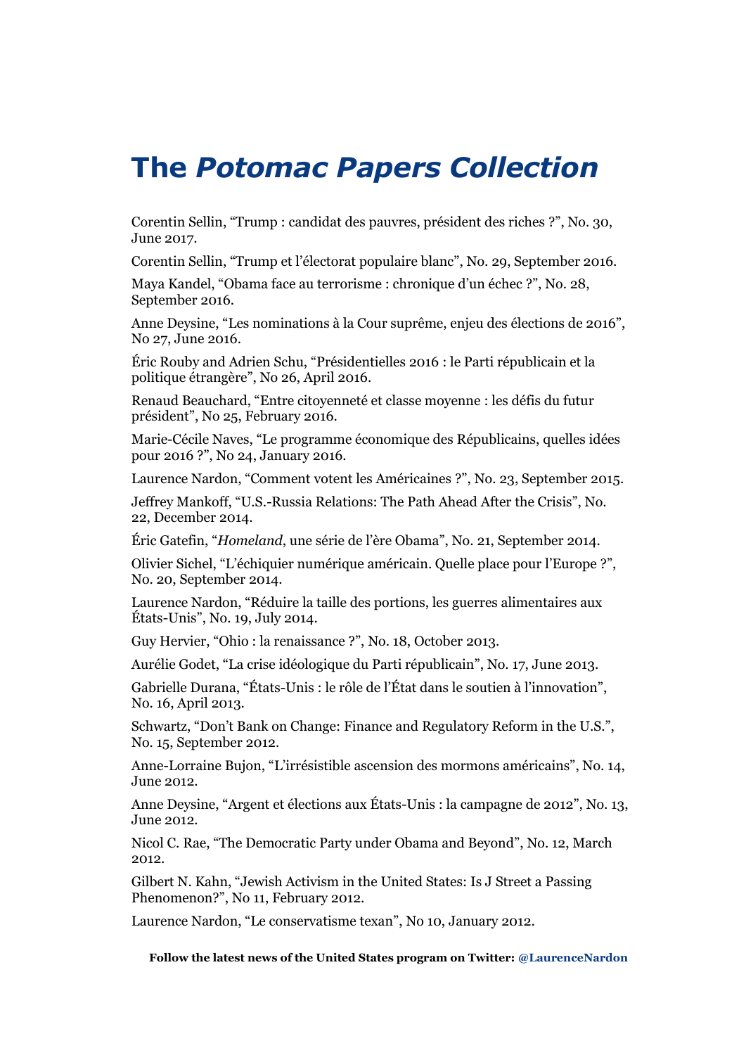# The *Potomac Papers Collection*

Corentin Sellin, “Trump : candidat des pauvres, président des riches ?”, No. 30, June 2017.

Corentin Sellin, “Trump et l’électorat populaire blanc”, No. 29, September 2016.

Maya Kandel, “Obama face au terrorisme : chronique d’un échec ?”, No. 28, September 2016.

Anne Deysine, “Les nominations à la Cour suprême, enjeu des élections de 2016”, No 27, June 2016.

Éric Rouby and Adrien Schu, “Présidentielles 2016 : le Parti républicain et la politique étrangère”, No 26, April 2016.

Renaud Beauchard, “Entre citoyenneté et classe moyenne : les défis du futur président”, No 25, February 2016.

Marie-Cécile Naves, “Le programme économique des Républicains, quelles idées pour 2016 ?”, No 24, January 2016.

Laurence Nardon, “Comment votent les Américaines ?”, No. 23, September 2015.

Jeffrey Mankoff, “U.S.-Russia Relations: The Path Ahead After the Crisis”, No. 22, December 2014.

Éric Gatefin, “*Homeland*, une série de l’ère Obama”, No. 21, September 2014.

Olivier Sichel, “L’échiquier numérique américain. Quelle place pour l’Europe ?”, No. 20, September 2014.

Laurence Nardon, “Réduire la taille des portions, les guerres alimentaires aux États-Unis”, No. 19, July 2014.

Guy Hervier, “Ohio : la renaissance ?”, No. 18, October 2013.

Aurélie Godet, “La crise idéologique du Parti républicain”, No. 17, June 2013.

Gabrielle Durana, “États-Unis : le rôle de l’État dans le soutien à l’innovation”, No. 16, April 2013.

Schwartz, “Don’t Bank on Change: Finance and Regulatory Reform in the U.S.”, No. 15, September 2012.

Anne-Lorraine Bujon, “L’irrésistible ascension des mormons américains”, No. 14, June 2012.

Anne Deysine, “Argent et élections aux États-Unis : la campagne de 2012”, No. 13, June 2012.

Nicol C. Rae, “The Democratic Party under Obama and Beyond”, No. 12, March 2012.

Gilbert N. Kahn, “Jewish Activism in the United States: Is J Street a Passing Phenomenon?”, No 11, February 2012.

Laurence Nardon, “Le conservatisme texan”, No 10, January 2012.

**Follow the latest news of the United States program on Twitter: @LaurenceNardon**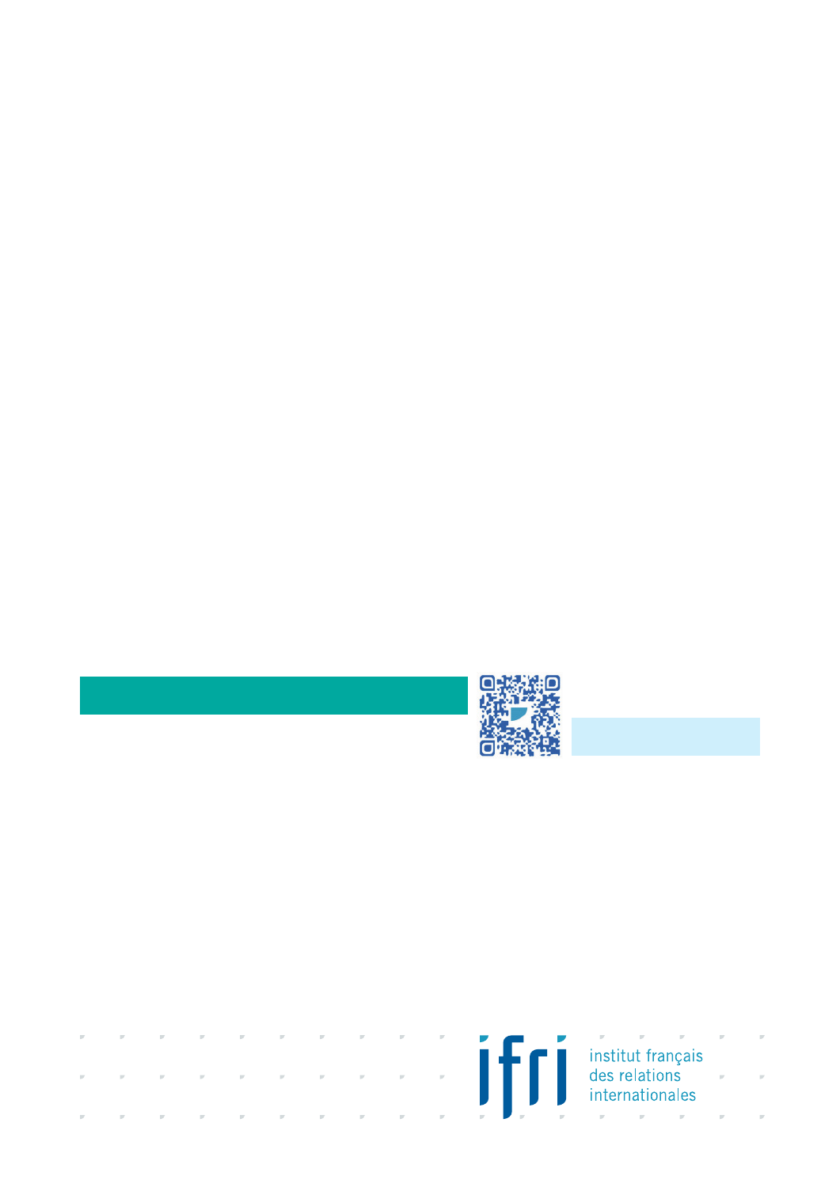institut français
des relations
internationales